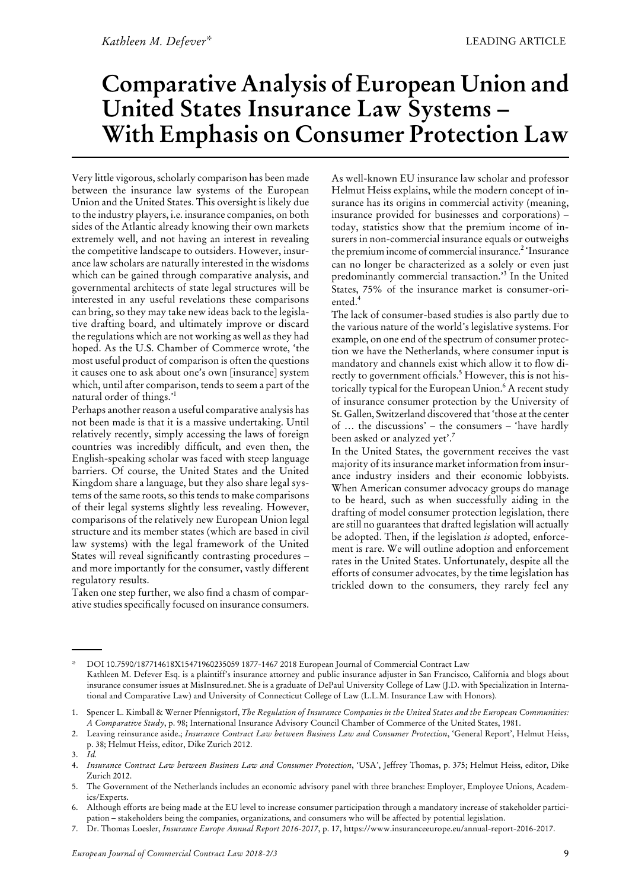Kathleen M. Defever*

LEADING ARTICLE

# Comparative Analysis of European Union and United States Insurance Law Systems – With Emphasis on Consumer Protection Law

Very little vigorous, scholarly comparison has been made between the insurance law systems of the European Union and the United States. This oversight is likely due to the industry players, i.e. insurance companies, on both sides of the Atlantic already knowing their own markets extremely well, and not having an interest in revealing the competitive landscape to outsiders. However, insurance law scholars are naturally interested in the wisdoms which can be gained through comparative analysis, and governmental architects of state legal structures will be interested in any useful revelations these comparisons can bring, so they may take new ideas back to the legislative drafting board, and ultimately improve or discard the regulations which are not working as well as they had hoped. As the U.S. Chamber of Commerce wrote, 'the most useful product of comparison is often the questions it causes one to ask about one's own [insurance] system which, until after comparison, tends to seem a part of the natural order of things.'[1]

Perhaps another reason a useful comparative analysis has not been made is that it is a massive undertaking. Until relatively recently, simply accessing the laws of foreign countries was incredibly difficult, and even then, the English-speaking scholar was faced with steep language barriers. Of course, the United States and the United Kingdom share a language, but they also share legal systems of the same roots, so this tends to make comparisons of their legal systems slightly less revealing. However, comparisons of the relatively new European Union legal structure and its member states (which are based in civil law systems) with the legal framework of the United States will reveal significantly contrasting procedures – and more importantly for the consumer, vastly different regulatory results.

Taken one step further, we also find a chasm of comparative studies specifically focused on insurance consumers. As well-known EU insurance law scholar and professor Helmut Heiss explains, while the modern concept of insurance has its origins in commercial activity (meaning, insurance provided for businesses and corporations) – today, statistics show that the premium income of insurers in non-commercial insurance equals or outweighs the premium income of commercial insurance.[2] 'Insurance can no longer be characterized as a solely or even just predominantly commercial transaction.'[3] In the United States, 75% of the insurance market is consumer-oriented.[4]

The lack of consumer-based studies is also partly due to the various nature of the world's legislative systems. For example, on one end of the spectrum of consumer protection we have the Netherlands, where consumer input is mandatory and channels exist which allow it to flow directly to government officials.[5] However, this is not historically typical for the European Union.[6] A recent study of insurance consumer protection by the University of St. Gallen, Switzerland discovered that 'those at the center of … the discussions' – the consumers – 'have hardly been asked or analyzed yet'.[7]

In the United States, the government receives the vast majority of its insurance market information from insurance industry insiders and their economic lobbyists. When American consumer advocacy groups do manage to be heard, such as when successfully aiding in the drafting of model consumer protection legislation, there are still no guarantees that drafted legislation will actually be adopted. Then, if the legislation *is* adopted, enforcement is rare. We will outline adoption and enforcement rates in the United States. Unfortunately, despite all the efforts of consumer advocates, by the time legislation has trickled down to the consumers, they rarely feel any

---

\* DOI 10.7590/187714618X15471960235059 1877-1467 2018 European Journal of Commercial Contract Law
Kathleen M. Defever Esq. is a plaintiff's insurance attorney and public insurance adjuster in San Francisco, California and blogs about insurance consumer issues at MisInsured.net. She is a graduate of DePaul University College of Law (J.D. with Specialization in International and Comparative Law) and University of Connecticut College of Law (L.L.M. Insurance Law with Honors).

1. Spencer L. Kimball & Werner Pfennigstorf, *The Regulation of Insurance Companies in the United States and the European Communities: A Comparative Study*, p. 98; International Insurance Advisory Council Chamber of Commerce of the United States, 1981.
2. Leaving reinsurance aside.; *Insurance Contract Law between Business Law and Consumer Protection*, 'General Report', Helmut Heiss, p. 38; Helmut Heiss, editor, Dike Zurich 2012.
3. *Id.*
4. *Insurance Contract Law between Business Law and Consumer Protection*, 'USA', Jeffrey Thomas, p. 375; Helmut Heiss, editor, Dike Zurich 2012.
5. The Government of the Netherlands includes an economic advisory panel with three branches: Employer, Employee Unions, Academics/Experts.
6. Although efforts are being made at the EU level to increase consumer participation through a mandatory increase of stakeholder participation – stakeholders being the companies, organizations, and consumers who will be affected by potential legislation.
7. Dr. Thomas Loesler, *Insurance Europe Annual Report 2016-2017*, p. 17, https://www.insuranceeurope.eu/annual-report-2016-2017.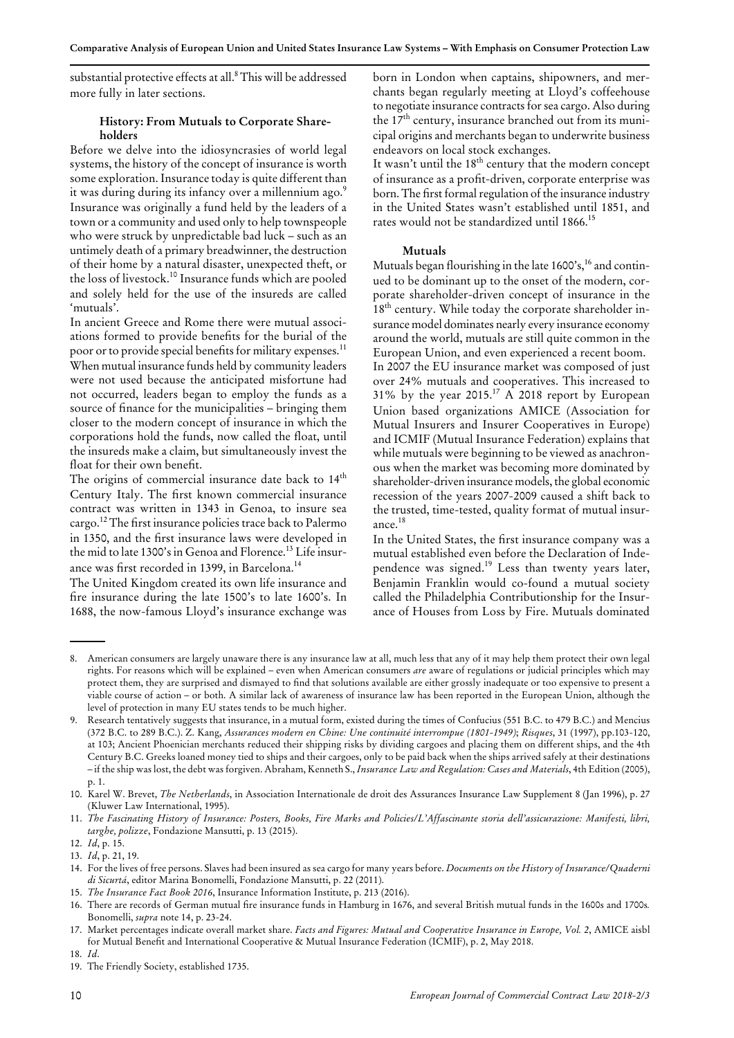substantial protective effects at all.[8] This will be addressed more fully in later sections.

### History: From Mutuals to Corporate Shareholders

Before we delve into the idiosyncrasies of world legal systems, the history of the concept of insurance is worth some exploration. Insurance today is quite different than it was during during its infancy over a millennium ago.[9] Insurance was originally a fund held by the leaders of a town or a community and used only to help townspeople who were struck by unpredictable bad luck – such as an untimely death of a primary breadwinner, the destruction of their home by a natural disaster, unexpected theft, or the loss of livestock.[10] Insurance funds which are pooled and solely held for the use of the insureds are called 'mutuals'.

In ancient Greece and Rome there were mutual associations formed to provide benefits for the burial of the poor or to provide special benefits for military expenses.[11] When mutual insurance funds held by community leaders were not used because the anticipated misfortune had not occurred, leaders began to employ the funds as a source of finance for the municipalities – bringing them closer to the modern concept of insurance in which the corporations hold the funds, now called the float, until the insureds make a claim, but simultaneously invest the float for their own benefit.

The origins of commercial insurance date back to 14th Century Italy. The first known commercial insurance contract was written in 1343 in Genoa, to insure sea cargo.[12] The first insurance policies trace back to Palermo in 1350, and the first insurance laws were developed in the mid to late 1300's in Genoa and Florence.[13] Life insurance was first recorded in 1399, in Barcelona.[14]

The United Kingdom created its own life insurance and fire insurance during the late 1500's to late 1600's. In 1688, the now-famous Lloyd's insurance exchange was born in London when captains, shipowners, and merchants began regularly meeting at Lloyd's coffeehouse to negotiate insurance contracts for sea cargo. Also during the 17th century, insurance branched out from its municipal origins and merchants began to underwrite business endeavors on local stock exchanges.

It wasn't until the 18th century that the modern concept of insurance as a profit-driven, corporate enterprise was born. The first formal regulation of the insurance industry in the United States wasn't established until 1851, and rates would not be standardized until 1866.[15]

#### Mutuals

Mutuals began flourishing in the late 1600's,[16] and continued to be dominant up to the onset of the modern, corporate shareholder-driven concept of insurance in the 18th century. While today the corporate shareholder insurance model dominates nearly every insurance economy around the world, mutuals are still quite common in the European Union, and even experienced a recent boom.

In 2007 the EU insurance market was composed of just over 24% mutuals and cooperatives. This increased to 31% by the year 2015.[17] A 2018 report by European Union based organizations AMICE (Association for Mutual Insurers and Insurer Cooperatives in Europe) and ICMIF (Mutual Insurance Federation) explains that while mutuals were beginning to be viewed as anachronous when the market was becoming more dominated by shareholder-driven insurance models, the global economic recession of the years 2007-2009 caused a shift back to the trusted, time-tested, quality format of mutual insurance.[18]

In the United States, the first insurance company was a mutual established even before the Declaration of Independence was signed.[19] Less than twenty years later, Benjamin Franklin would co-found a mutual society called the Philadelphia Contributionship for the Insurance of Houses from Loss by Fire. Mutuals dominated

---

8. American consumers are largely unaware there is any insurance law at all, much less that any of it may help them protect their own legal rights. For reasons which will be explained – even when American consumers *are* aware of regulations or judicial principles which may protect them, they are surprised and dismayed to find that solutions available are either grossly inadequate or too expensive to present a viable course of action – or both. A similar lack of awareness of insurance law has been reported in the European Union, although the level of protection in many EU states tends to be much higher.
9. Research tentatively suggests that insurance, in a mutual form, existed during the times of Confucius (551 B.C. to 479 B.C.) and Mencius (372 B.C. to 289 B.C.). Z. Kang, *Assurances modern en Chine: Une continuité interrompue (1801-1949)*; *Risques*, 31 (1997), pp.103-120, at 103; Ancient Phoenician merchants reduced their shipping risks by dividing cargoes and placing them on different ships, and the 4th Century B.C. Greeks loaned money tied to ships and their cargoes, only to be paid back when the ships arrived safely at their destinations – if the ship was lost, the debt was forgiven. Abraham, Kenneth S., *Insurance Law and Regulation: Cases and Materials*, 4th Edition (2005), p. 1.
10. Karel W. Brevet, *The Netherlands*, in Association Internationale de droit des Assurances Insurance Law Supplement 8 (Jan 1996), p. 27 (Kluwer Law International, 1995).
11. *The Fascinating History of Insurance: Posters, Books, Fire Marks and Policies/L'Affascinante storia dell'assicurazione: Manifesti, libri, targhe, polizze*, Fondazione Mansutti, p. 13 (2015).
12. *Id*, p. 15.
13. *Id*, p. 21, 19.
14. For the lives of free persons. Slaves had been insured as sea cargo for many years before. *Documents on the History of Insurance/Quaderni di Sicurtá*, editor Marina Bonomelli, Fondazione Mansutti, p. 22 (2011).
15. *The Insurance Fact Book 2016*, Insurance Information Institute, p. 213 (2016).
16. There are records of German mutual fire insurance funds in Hamburg in 1676, and several British mutual funds in the 1600s and 1700s. Bonomelli, *supra* note 14, p. 23-24.
17. Market percentages indicate overall market share. *Facts and Figures: Mutual and Cooperative Insurance in Europe, Vol. 2*, AMICE aisbl for Mutual Benefit and International Cooperative & Mutual Insurance Federation (ICMIF), p. 2, May 2018.
18. *Id*.
19. The Friendly Society, established 1735.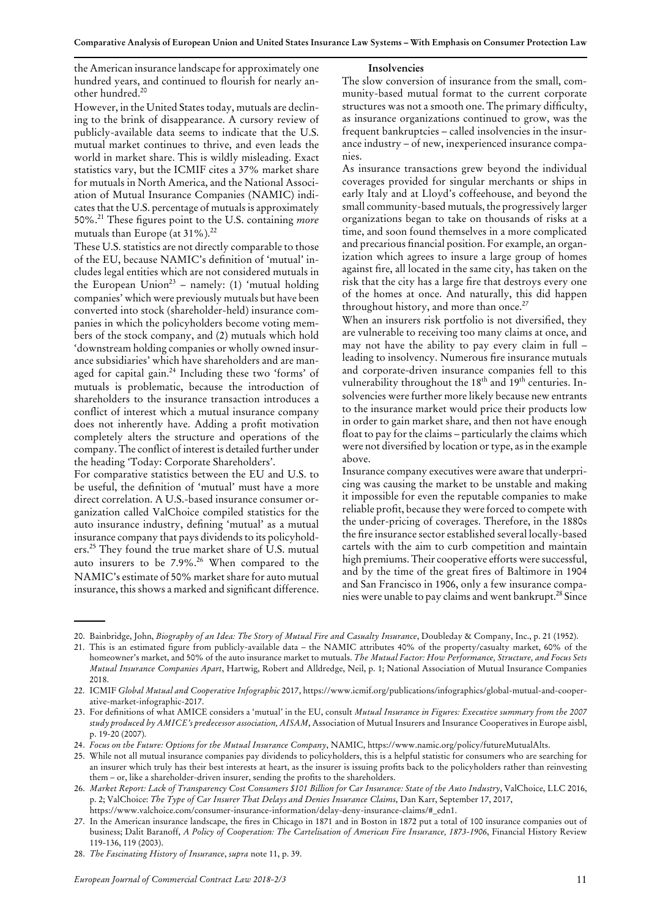the American insurance landscape for approximately one hundred years, and continued to flourish for nearly another hundred.[20]

However, in the United States today, mutuals are declining to the brink of disappearance. A cursory review of publicly-available data seems to indicate that the U.S. mutual market continues to thrive, and even leads the world in market share. This is wildly misleading. Exact statistics vary, but the ICMIF cites a 37% market share for mutuals in North America, and the National Association of Mutual Insurance Companies (NAMIC) indicates that the U.S. percentage of mutuals is approximately 50%.[21] These figures point to the U.S. containing *more* mutuals than Europe (at 31%).[22]

These U.S. statistics are not directly comparable to those of the EU, because NAMIC's definition of 'mutual' includes legal entities which are not considered mutuals in the European Union[23] – namely: (1) 'mutual holding companies' which were previously mutuals but have been converted into stock (shareholder-held) insurance companies in which the policyholders become voting members of the stock company, and (2) mutuals which hold 'downstream holding companies or wholly owned insurance subsidiaries' which have shareholders and are managed for capital gain.[24] Including these two 'forms' of mutuals is problematic, because the introduction of shareholders to the insurance transaction introduces a conflict of interest which a mutual insurance company does not inherently have. Adding a profit motivation completely alters the structure and operations of the company. The conflict of interest is detailed further under the heading 'Today: Corporate Shareholders'.

For comparative statistics between the EU and U.S. to be useful, the definition of 'mutual' must have a more direct correlation. A U.S.-based insurance consumer organization called ValChoice compiled statistics for the auto insurance industry, defining 'mutual' as a mutual insurance company that pays dividends to its policyholders.[25] They found the true market share of U.S. mutual auto insurers to be 7.9%.[26] When compared to the NAMIC's estimate of 50% market share for auto mutual insurance, this shows a marked and significant difference.

**Insolvencies**

The slow conversion of insurance from the small, community-based mutual format to the current corporate structures was not a smooth one. The primary difficulty, as insurance organizations continued to grow, was the frequent bankruptcies – called insolvencies in the insurance industry – of new, inexperienced insurance companies.

As insurance transactions grew beyond the individual coverages provided for singular merchants or ships in early Italy and at Lloyd's coffeehouse, and beyond the small community-based mutuals, the progressively larger organizations began to take on thousands of risks at a time, and soon found themselves in a more complicated and precarious financial position. For example, an organization which agrees to insure a large group of homes against fire, all located in the same city, has taken on the risk that the city has a large fire that destroys every one of the homes at once. And naturally, this did happen throughout history, and more than once.[27]

When an insurers risk portfolio is not diversified, they are vulnerable to receiving too many claims at once, and may not have the ability to pay every claim in full – leading to insolvency. Numerous fire insurance mutuals and corporate-driven insurance companies fell to this vulnerability throughout the 18th and 19th centuries. Insolvencies were further more likely because new entrants to the insurance market would price their products low in order to gain market share, and then not have enough float to pay for the claims – particularly the claims which were not diversified by location or type, as in the example above.

Insurance company executives were aware that underpricing was causing the market to be unstable and making it impossible for even the reputable companies to make reliable profit, because they were forced to compete with the under-pricing of coverages. Therefore, in the 1880s the fire insurance sector established several locally-based cartels with the aim to curb competition and maintain high premiums. Their cooperative efforts were successful, and by the time of the great fires of Baltimore in 1904 and San Francisco in 1906, only a few insurance companies were unable to pay claims and went bankrupt.[28] Since

---

20. Bainbridge, John, *Biography of an Idea: The Story of Mutual Fire and Casualty Insurance*, Doubleday & Company, Inc., p. 21 (1952).
21. This is an estimated figure from publicly-available data – the NAMIC attributes 40% of the property/casualty market, 60% of the homeowner's market, and 50% of the auto insurance market to mutuals. *The Mutual Factor: How Performance, Structure, and Focus Sets Mutual Insurance Companies Apart*, Hartwig, Robert and Alldredge, Neil, p. 1; National Association of Mutual Insurance Companies 2018.
22. ICMIF *Global Mutual and Cooperative Infographic* 2017, https://www.icmif.org/publications/infographics/global-mutual-and-cooperative-market-infographic-2017.
23. For definitions of what AMICE considers a 'mutual' in the EU, consult *Mutual Insurance in Figures: Executive summary from the 2007 study produced by AMICE's predecessor association, AISAM*, Association of Mutual Insurers and Insurance Cooperatives in Europe aisbl, p. 19-20 (2007).
24. *Focus on the Future: Options for the Mutual Insurance Company*, NAMIC, https://www.namic.org/policy/futureMutualAlts.
25. While not all mutual insurance companies pay dividends to policyholders, this is a helpful statistic for consumers who are searching for an insurer which truly has their best interests at heart, as the insurer is issuing profits back to the policyholders rather than reinvesting them – or, like a shareholder-driven insurer, sending the profits to the shareholders.
26. *Market Report: Lack of Transparency Cost Consumers $101 Billion for Car Insurance: State of the Auto Industry*, ValChoice, LLC 2016, p. 2; ValChoice: *The Type of Car Insurer That Delays and Denies Insurance Claims*, Dan Karr, September 17, 2017, https://www.valchoice.com/consumer-insurance-information/delay-deny-insurance-claims/#_edn1.
27. In the American insurance landscape, the fires in Chicago in 1871 and in Boston in 1872 put a total of 100 insurance companies out of business; Dalit Baranoff, *A Policy of Cooperation: The Cartelisation of American Fire Insurance, 1873-1906*, Financial History Review 119-136, 119 (2003).
28. *The Fascinating History of Insurance*, *supra* note 11, p. 39.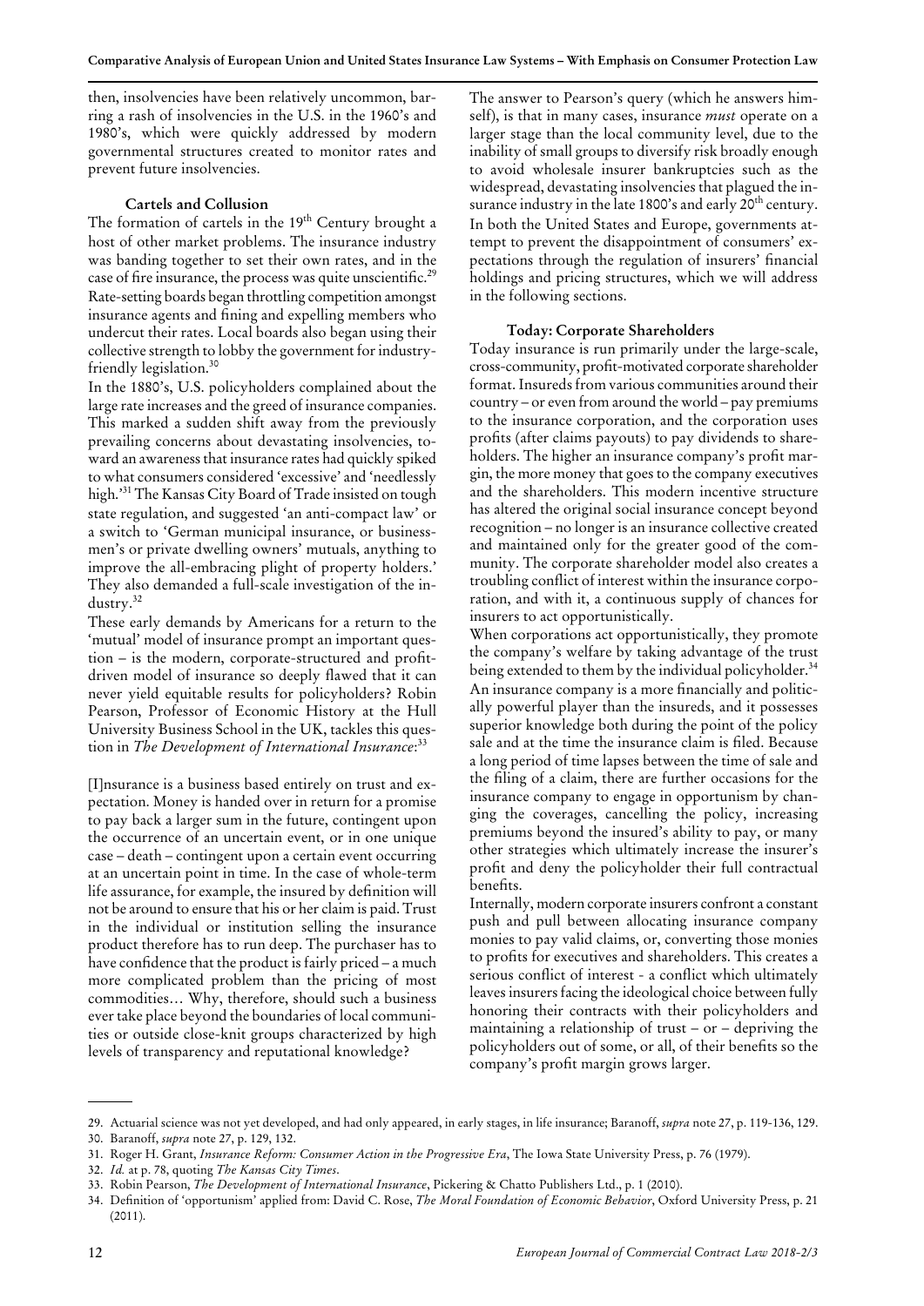then, insolvencies have been relatively uncommon, barring a rash of insolvencies in the U.S. in the 1960's and 1980's, which were quickly addressed by modern governmental structures created to monitor rates and prevent future insolvencies.

### Cartels and Collusion

The formation of cartels in the 19th Century brought a host of other market problems. The insurance industry was banding together to set their own rates, and in the case of fire insurance, the process was quite unscientific.[29] Rate-setting boards began throttling competition amongst insurance agents and fining and expelling members who undercut their rates. Local boards also began using their collective strength to lobby the government for industry-friendly legislation.[30]

In the 1880's, U.S. policyholders complained about the large rate increases and the greed of insurance companies. This marked a sudden shift away from the previously prevailing concerns about devastating insolvencies, toward an awareness that insurance rates had quickly spiked to what consumers considered 'excessive' and 'needlessly high.'[31] The Kansas City Board of Trade insisted on tough state regulation, and suggested 'an anti-compact law' or a switch to 'German municipal insurance, or businessmen's or private dwelling owners' mutuals, anything to improve the all-embracing plight of property holders.' They also demanded a full-scale investigation of the industry.[32]

These early demands by Americans for a return to the 'mutual' model of insurance prompt an important question – is the modern, corporate-structured and profit-driven model of insurance so deeply flawed that it can never yield equitable results for policyholders? Robin Pearson, Professor of Economic History at the Hull University Business School in the UK, tackles this question in *The Development of International Insurance*:[33]

> [I]nsurance is a business based entirely on trust and expectation. Money is handed over in return for a promise to pay back a larger sum in the future, contingent upon the occurrence of an uncertain event, or in one unique case – death – contingent upon a certain event occurring at an uncertain point in time. In the case of whole-term life assurance, for example, the insured by definition will not be around to ensure that his or her claim is paid. Trust in the individual or institution selling the insurance product therefore has to run deep. The purchaser has to have confidence that the product is fairly priced – a much more complicated problem than the pricing of most commodities… Why, therefore, should such a business ever take place beyond the boundaries of local communities or outside close-knit groups characterized by high levels of transparency and reputational knowledge?

The answer to Pearson's query (which he answers himself), is that in many cases, insurance *must* operate on a larger stage than the local community level, due to the inability of small groups to diversify risk broadly enough to avoid wholesale insurer bankruptcies such as the widespread, devastating insolvencies that plagued the insurance industry in the late 1800's and early 20th century.

In both the United States and Europe, governments attempt to prevent the disappointment of consumers' expectations through the regulation of insurers' financial holdings and pricing structures, which we will address in the following sections.

### Today: Corporate Shareholders

Today insurance is run primarily under the large-scale, cross-community, profit-motivated corporate shareholder format. Insureds from various communities around their country – or even from around the world – pay premiums to the insurance corporation, and the corporation uses profits (after claims payouts) to pay dividends to shareholders. The higher an insurance company's profit margin, the more money that goes to the company executives and the shareholders. This modern incentive structure has altered the original social insurance concept beyond recognition – no longer is an insurance collective created and maintained only for the greater good of the community. The corporate shareholder model also creates a troubling conflict of interest within the insurance corporation, and with it, a continuous supply of chances for insurers to act opportunistically.

When corporations act opportunistically, they promote the company's welfare by taking advantage of the trust being extended to them by the individual policyholder.[34] An insurance company is a more financially and politically powerful player than the insureds, and it possesses superior knowledge both during the point of the policy sale and at the time the insurance claim is filed. Because a long period of time lapses between the time of sale and the filing of a claim, there are further occasions for the insurance company to engage in opportunism by changing the coverages, cancelling the policy, increasing premiums beyond the insured's ability to pay, or many other strategies which ultimately increase the insurer's profit and deny the policyholder their full contractual benefits.

Internally, modern corporate insurers confront a constant push and pull between allocating insurance company monies to pay valid claims, or, converting those monies to profits for executives and shareholders. This creates a serious conflict of interest - a conflict which ultimately leaves insurers facing the ideological choice between fully honoring their contracts with their policyholders and maintaining a relationship of trust – or – depriving the policyholders out of some, or all, of their benefits so the company's profit margin grows larger.

---

29. Actuarial science was not yet developed, and had only appeared, in early stages, in life insurance; Baranoff, *supra* note 27, p. 119-136, 129.
30. Baranoff, *supra* note 27, p. 129, 132.
31. Roger H. Grant, *Insurance Reform: Consumer Action in the Progressive Era*, The Iowa State University Press, p. 76 (1979).
32. *Id.* at p. 78, quoting *The Kansas City Times*.
33. Robin Pearson, *The Development of International Insurance*, Pickering & Chatto Publishers Ltd., p. 1 (2010).
34. Definition of 'opportunism' applied from: David C. Rose, *The Moral Foundation of Economic Behavior*, Oxford University Press, p. 21 (2011).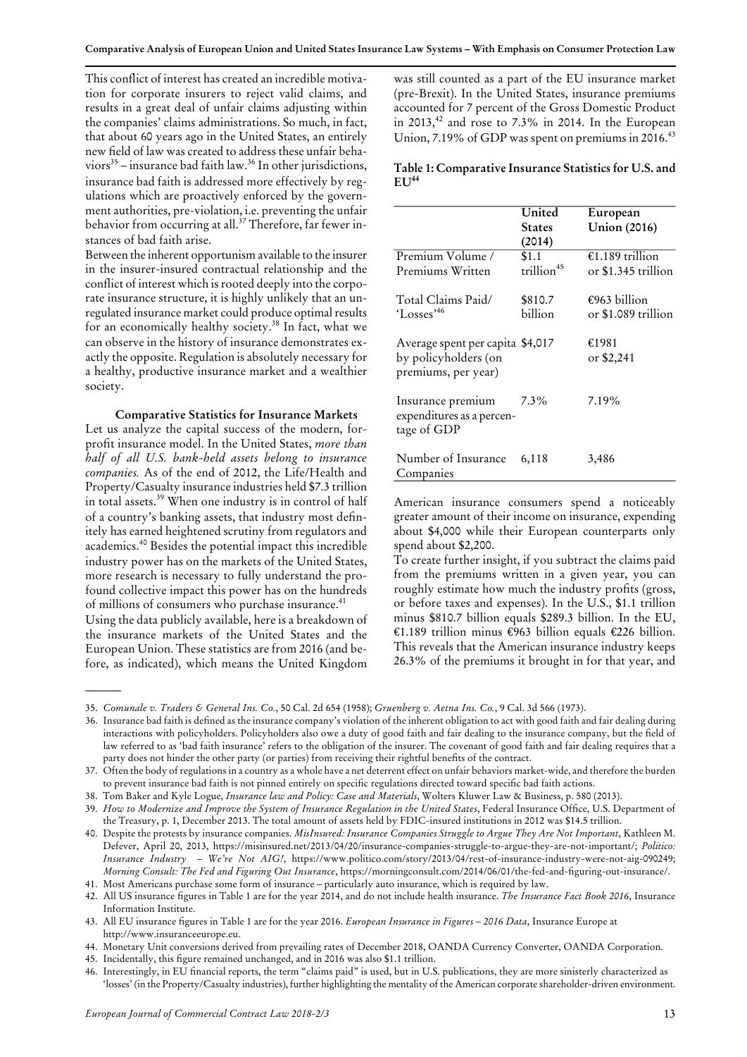This conflict of interest has created an incredible motivation for corporate insurers to reject valid claims, and results in a great deal of unfair claims adjusting within the companies' claims administrations. So much, in fact, that about 60 years ago in the United States, an entirely new field of law was created to address these unfair behaviors[35] – insurance bad faith law.[36] In other jurisdictions, insurance bad faith is addressed more effectively by regulations which are proactively enforced by the government authorities, pre-violation, i.e. preventing the unfair behavior from occurring at all.[37] Therefore, far fewer instances of bad faith arise.

Between the inherent opportunism available to the insurer in the insurer-insured contractual relationship and the conflict of interest which is rooted deeply into the corporate insurance structure, it is highly unlikely that an unregulated insurance market could produce optimal results for an economically healthy society.[38] In fact, what we can observe in the history of insurance demonstrates exactly the opposite. Regulation is absolutely necessary for a healthy, productive insurance market and a wealthier society.

### Comparative Statistics for Insurance Markets

Let us analyze the capital success of the modern, for-profit insurance model. In the United States, *more than half of all U.S. bank-held assets belong to insurance companies.* As of the end of 2012, the Life/Health and Property/Casualty insurance industries held $7.3 trillion in total assets.[39] When one industry is in control of half of a country's banking assets, that industry most definitely has earned heightened scrutiny from regulators and academics.[40] Besides the potential impact this incredible industry power has on the markets of the United States, more research is necessary to fully understand the profound collective impact this power has on the hundreds of millions of consumers who purchase insurance.[41]

Using the data publicly available, here is a breakdown of the insurance markets of the United States and the European Union. These statistics are from 2016 (and before, as indicated), which means the United Kingdom was still counted as a part of the EU insurance market (pre-Brexit). In the United States, insurance premiums accounted for 7 percent of the Gross Domestic Product in 2013,[42] and rose to 7.3% in 2014. In the European Union, 7.19% of GDP was spent on premiums in 2016.[43]

**Table 1: Comparative Insurance Statistics for U.S. and EU[44]**

| | United States (2014) | European Union (2016) |
|---|---|---|
| Premium Volume / Premiums Written | $1.1 trillion[45] | €1.189 trillion or $1.345 trillion |
| Total Claims Paid/ 'Losses'[46] | $810.7 billion | €963 billion or $1.089 trillion |
| Average spent per capita by policyholders (on premiums, per year) | $4,017 | €1981 or $2,241 |
| Insurance premium expenditures as a percentage of GDP | 7.3% | 7.19% |
| Number of Insurance Companies | 6,118 | 3,486 |

American insurance consumers spend a noticeably greater amount of their income on insurance, expending about $4,000 while their European counterparts only spend about $2,200.

To create further insight, if you subtract the claims paid from the premiums written in a given year, you can roughly estimate how much the industry profits (gross, or before taxes and expenses). In the U.S., $1.1 trillion minus $810.7 billion equals $289.3 billion. In the EU, €1.189 trillion minus €963 billion equals €226 billion. This reveals that the American insurance industry keeps 26.3% of the premiums it brought in for that year, and

---

35. *Comunale v. Traders & General Ins. Co.*, 50 Cal. 2d 654 (1958); *Gruenberg v. Aetna Ins. Co.*, 9 Cal. 3d 566 (1973).
36. Insurance bad faith is defined as the insurance company's violation of the inherent obligation to act with good faith and fair dealing during interactions with policyholders. Policyholders also owe a duty of good faith and fair dealing to the insurance company, but the field of law referred to as 'bad faith insurance' refers to the obligation of the insurer. The covenant of good faith and fair dealing requires that a party does not hinder the other party (or parties) from receiving their rightful benefits of the contract.
37. Often the body of regulations in a country as a whole have a net deterrent effect on unfair behaviors market-wide, and therefore the burden to prevent insurance bad faith is not pinned entirely on specific regulations directed toward specific bad faith actions.
38. Tom Baker and Kyle Logue, *Insurance law and Policy: Case and Materials*, Wolters Kluwer Law & Business, p. 580 (2013).
39. *How to Modernize and Improve the System of Insurance Regulation in the United States*, Federal Insurance Office, U.S. Department of the Treasury, p. 1, December 2013. The total amount of assets held by FDIC-insured institutions in 2012 was $14.5 trillion.
40. Despite the protests by insurance companies. *MisInsured: Insurance Companies Struggle to Argue They Are Not Important*, Kathleen M. Defever, April 20, 2013, https://misinsured.net/2013/04/20/insurance-companies-struggle-to-argue-they-are-not-important/; *Politico: Insurance Industry – We're Not AIG!*, https://www.politico.com/story/2013/04/rest-of-insurance-industry-were-not-aig-090249; *Morning Consult: The Fed and Figuring Out Insurance*, https://morningconsult.com/2014/06/01/the-fed-and-figuring-out-insurance/.
41. Most Americans purchase some form of insurance – particularly auto insurance, which is required by law.
42. All US insurance figures in Table 1 are for the year 2014, and do not include health insurance. *The Insurance Fact Book 2016*, Insurance Information Institute.
43. All EU insurance figures in Table 1 are for the year 2016. *European Insurance in Figures – 2016 Data*, Insurance Europe at http://www.insuranceeurope.eu.
44. Monetary Unit conversions derived from prevailing rates of December 2018, OANDA Currency Converter, OANDA Corporation.
45. Incidentally, this figure remained unchanged, and in 2016 was also $1.1 trillion.
46. Interestingly, in EU financial reports, the term "claims paid" is used, but in U.S. publications, they are more sinisterly characterized as 'losses' (in the Property/Casualty industries), further highlighting the mentality of the American corporate shareholder-driven environment.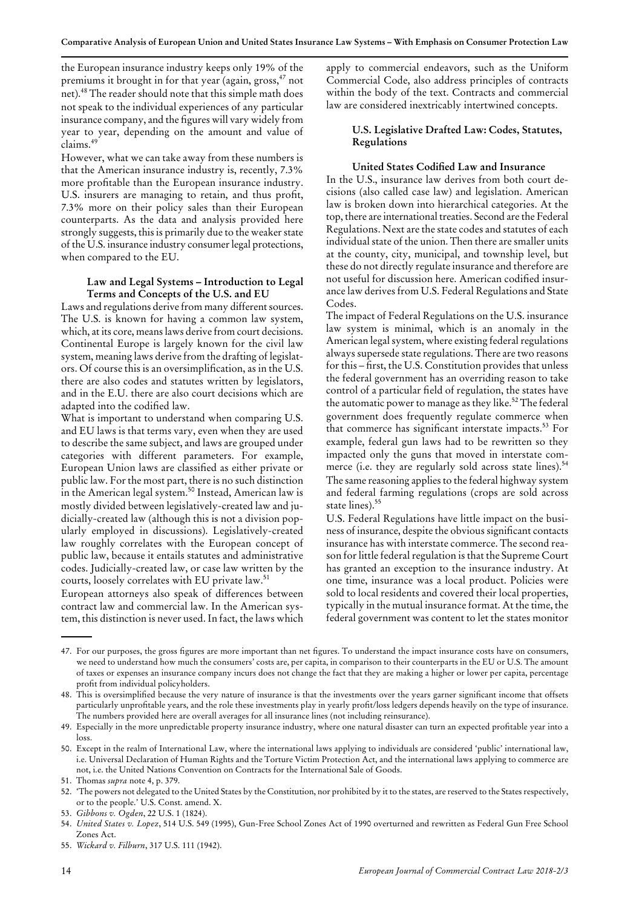the European insurance industry keeps only 19% of the premiums it brought in for that year (again, gross,[47] not net).[48] The reader should note that this simple math does not speak to the individual experiences of any particular insurance company, and the figures will vary widely from year to year, depending on the amount and value of claims.[49]

However, what we can take away from these numbers is that the American insurance industry is, recently, 7.3% more profitable than the European insurance industry. U.S. insurers are managing to retain, and thus profit, 7.3% more on their policy sales than their European counterparts. As the data and analysis provided here strongly suggests, this is primarily due to the weaker state of the U.S. insurance industry consumer legal protections, when compared to the EU.

### Law and Legal Systems – Introduction to Legal Terms and Concepts of the U.S. and EU

Laws and regulations derive from many different sources. The U.S. is known for having a common law system, which, at its core, means laws derive from court decisions. Continental Europe is largely known for the civil law system, meaning laws derive from the drafting of legislators. Of course this is an oversimplification, as in the U.S. there are also codes and statutes written by legislators, and in the E.U. there are also court decisions which are adapted into the codified law.

What is important to understand when comparing U.S. and EU laws is that terms vary, even when they are used to describe the same subject, and laws are grouped under categories with different parameters. For example, European Union laws are classified as either private or public law. For the most part, there is no such distinction in the American legal system.[50] Instead, American law is mostly divided between legislatively-created law and judicially-created law (although this is not a division popularly employed in discussions). Legislatively-created law roughly correlates with the European concept of public law, because it entails statutes and administrative codes. Judicially-created law, or case law written by the courts, loosely correlates with EU private law.[51]

European attorneys also speak of differences between contract law and commercial law. In the American system, this distinction is never used. In fact, the laws which apply to commercial endeavors, such as the Uniform Commercial Code, also address principles of contracts within the body of the text. Contracts and commercial law are considered inextricably intertwined concepts.

### U.S. Legislative Drafted Law: Codes, Statutes, Regulations

#### United States Codified Law and Insurance

In the U.S., insurance law derives from both court decisions (also called case law) and legislation. American law is broken down into hierarchical categories. At the top, there are international treaties. Second are the Federal Regulations. Next are the state codes and statutes of each individual state of the union. Then there are smaller units at the county, city, municipal, and township level, but these do not directly regulate insurance and therefore are not useful for discussion here. American codified insurance law derives from U.S. Federal Regulations and State Codes.

The impact of Federal Regulations on the U.S. insurance law system is minimal, which is an anomaly in the American legal system, where existing federal regulations always supersede state regulations. There are two reasons for this – first, the U.S. Constitution provides that unless the federal government has an overriding reason to take control of a particular field of regulation, the states have the automatic power to manage as they like.[52] The federal government does frequently regulate commerce when that commerce has significant interstate impacts.[53] For example, federal gun laws had to be rewritten so they impacted only the guns that moved in interstate commerce (i.e. they are regularly sold across state lines).[54] The same reasoning applies to the federal highway system and federal farming regulations (crops are sold across state lines).[55]

U.S. Federal Regulations have little impact on the business of insurance, despite the obvious significant contacts insurance has with interstate commerce. The second reason for little federal regulation is that the Supreme Court has granted an exception to the insurance industry. At one time, insurance was a local product. Policies were sold to local residents and covered their local properties, typically in the mutual insurance format. At the time, the federal government was content to let the states monitor

---

47. For our purposes, the gross figures are more important than net figures. To understand the impact insurance costs have on consumers, we need to understand how much the consumers' costs are, per capita, in comparison to their counterparts in the EU or U.S. The amount of taxes or expenses an insurance company incurs does not change the fact that they are making a higher or lower per capita, percentage profit from individual policyholders.
48. This is oversimplified because the very nature of insurance is that the investments over the years garner significant income that offsets particularly unprofitable years, and the role these investments play in yearly profit/loss ledgers depends heavily on the type of insurance. The numbers provided here are overall averages for all insurance lines (not including reinsurance).
49. Especially in the more unpredictable property insurance industry, where one natural disaster can turn an expected profitable year into a loss.
50. Except in the realm of International Law, where the international laws applying to individuals are considered 'public' international law, i.e. Universal Declaration of Human Rights and the Torture Victim Protection Act, and the international laws applying to commerce are not, i.e. the United Nations Convention on Contracts for the International Sale of Goods.
51. Thomas *supra* note 4, p. 379.
52. 'The powers not delegated to the United States by the Constitution, nor prohibited by it to the states, are reserved to the States respectively, or to the people.' U.S. Const. amend. X.
53. *Gibbons v. Ogden*, 22 U.S. 1 (1824).
54. *United States v. Lopez*, 514 U.S. 549 (1995), Gun-Free School Zones Act of 1990 overturned and rewritten as Federal Gun Free School Zones Act.
55. *Wickard v. Filburn*, 317 U.S. 111 (1942).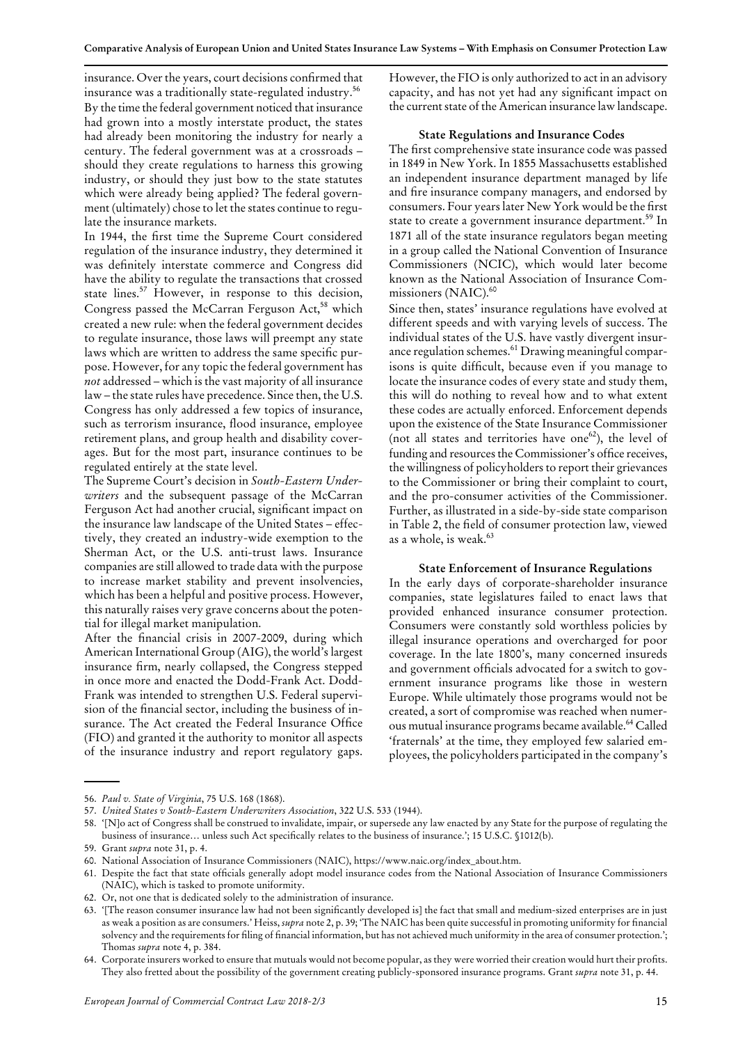insurance. Over the years, court decisions confirmed that insurance was a traditionally state-regulated industry.[56] By the time the federal government noticed that insurance had grown into a mostly interstate product, the states had already been monitoring the industry for nearly a century. The federal government was at a crossroads – should they create regulations to harness this growing industry, or should they just bow to the state statutes which were already being applied? The federal government (ultimately) chose to let the states continue to regulate the insurance markets.

In 1944, the first time the Supreme Court considered regulation of the insurance industry, they determined it was definitely interstate commerce and Congress did have the ability to regulate the transactions that crossed state lines.[57] However, in response to this decision, Congress passed the McCarran Ferguson Act,[58] which created a new rule: when the federal government decides to regulate insurance, those laws will preempt any state laws which are written to address the same specific purpose. However, for any topic the federal government has *not* addressed – which is the vast majority of all insurance law – the state rules have precedence. Since then, the U.S. Congress has only addressed a few topics of insurance, such as terrorism insurance, flood insurance, employee retirement plans, and group health and disability coverages. But for the most part, insurance continues to be regulated entirely at the state level.

The Supreme Court's decision in *South-Eastern Underwriters* and the subsequent passage of the McCarran Ferguson Act had another crucial, significant impact on the insurance law landscape of the United States – effectively, they created an industry-wide exemption to the Sherman Act, or the U.S. anti-trust laws. Insurance companies are still allowed to trade data with the purpose to increase market stability and prevent insolvencies, which has been a helpful and positive process. However, this naturally raises very grave concerns about the potential for illegal market manipulation.

After the financial crisis in 2007-2009, during which American International Group (AIG), the world's largest insurance firm, nearly collapsed, the Congress stepped in once more and enacted the Dodd-Frank Act. Dodd-Frank was intended to strengthen U.S. Federal supervision of the financial sector, including the business of insurance. The Act created the Federal Insurance Office (FIO) and granted it the authority to monitor all aspects of the insurance industry and report regulatory gaps. However, the FIO is only authorized to act in an advisory capacity, and has not yet had any significant impact on the current state of the American insurance law landscape.

### State Regulations and Insurance Codes

The first comprehensive state insurance code was passed in 1849 in New York. In 1855 Massachusetts established an independent insurance department managed by life and fire insurance company managers, and endorsed by consumers. Four years later New York would be the first state to create a government insurance department.[59] In 1871 all of the state insurance regulators began meeting in a group called the National Convention of Insurance Commissioners (NCIC), which would later become known as the National Association of Insurance Commissioners (NAIC).[60]

Since then, states' insurance regulations have evolved at different speeds and with varying levels of success. The individual states of the U.S. have vastly divergent insurance regulation schemes.[61] Drawing meaningful comparisons is quite difficult, because even if you manage to locate the insurance codes of every state and study them, this will do nothing to reveal how and to what extent these codes are actually enforced. Enforcement depends upon the existence of the State Insurance Commissioner (not all states and territories have one[62]), the level of funding and resources the Commissioner's office receives, the willingness of policyholders to report their grievances to the Commissioner or bring their complaint to court, and the pro-consumer activities of the Commissioner. Further, as illustrated in a side-by-side state comparison in Table 2, the field of consumer protection law, viewed as a whole, is weak.[63]

### State Enforcement of Insurance Regulations

In the early days of corporate-shareholder insurance companies, state legislatures failed to enact laws that provided enhanced insurance consumer protection. Consumers were constantly sold worthless policies by illegal insurance operations and overcharged for poor coverage. In the late 1800's, many concerned insureds and government officials advocated for a switch to government insurance programs like those in western Europe. While ultimately those programs would not be created, a sort of compromise was reached when numerous mutual insurance programs became available.[64] Called 'fraternals' at the time, they employed few salaried employees, the policyholders participated in the company's

---

56. *Paul v. State of Virginia*, 75 U.S. 168 (1868).
57. *United States v South-Eastern Underwriters Association*, 322 U.S. 533 (1944).
58. '[N]o act of Congress shall be construed to invalidate, impair, or supersede any law enacted by any State for the purpose of regulating the business of insurance… unless such Act specifically relates to the business of insurance.'; 15 U.S.C. §1012(b).
59. Grant *supra* note 31, p. 4.
60. National Association of Insurance Commissioners (NAIC), https://www.naic.org/index_about.htm.
61. Despite the fact that state officials generally adopt model insurance codes from the National Association of Insurance Commissioners (NAIC), which is tasked to promote uniformity.
62. Or, not one that is dedicated solely to the administration of insurance.
63. '[The reason consumer insurance law had not been significantly developed is] the fact that small and medium-sized enterprises are in just as weak a position as are consumers.' Heiss, *supra* note 2, p. 39; 'The NAIC has been quite successful in promoting uniformity for financial solvency and the requirements for filing of financial information, but has not achieved much uniformity in the area of consumer protection.'; Thomas *supra* note 4, p. 384.
64. Corporate insurers worked to ensure that mutuals would not become popular, as they were worried their creation would hurt their profits. They also fretted about the possibility of the government creating publicly-sponsored insurance programs. Grant *supra* note 31, p. 44.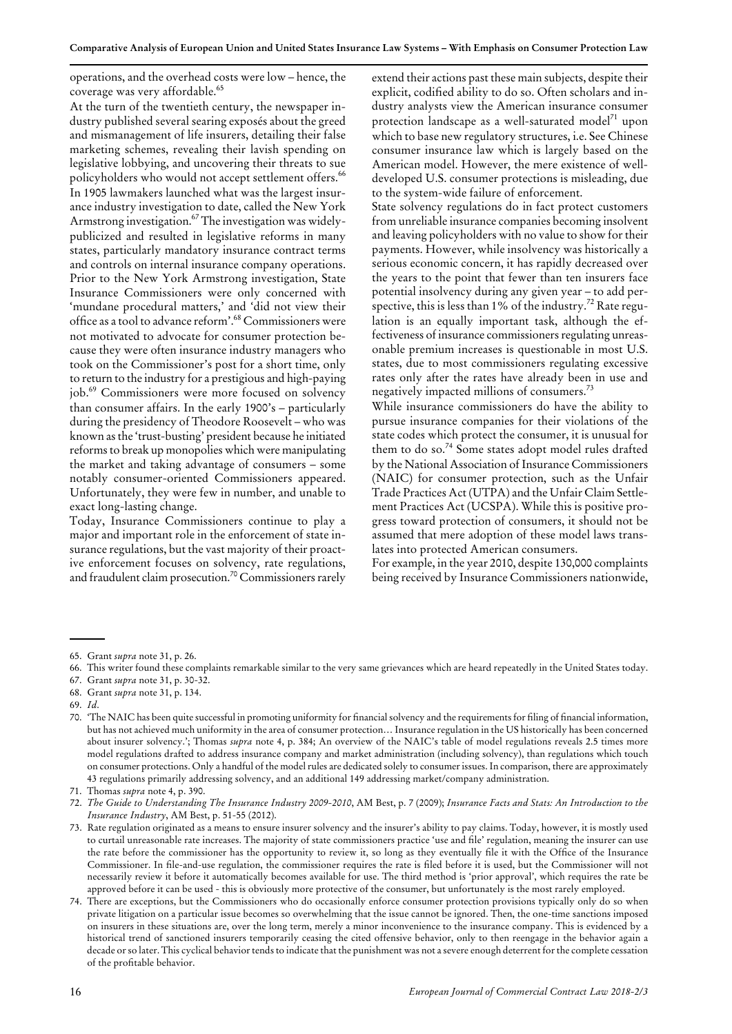operations, and the overhead costs were low – hence, the coverage was very affordable.[65]

At the turn of the twentieth century, the newspaper industry published several searing exposés about the greed and mismanagement of life insurers, detailing their false marketing schemes, revealing their lavish spending on legislative lobbying, and uncovering their threats to sue policyholders who would not accept settlement offers.[66] In 1905 lawmakers launched what was the largest insurance industry investigation to date, called the New York Armstrong investigation.[67] The investigation was widely-publicized and resulted in legislative reforms in many states, particularly mandatory insurance contract terms and controls on internal insurance company operations. Prior to the New York Armstrong investigation, State Insurance Commissioners were only concerned with 'mundane procedural matters,' and 'did not view their office as a tool to advance reform'.[68] Commissioners were not motivated to advocate for consumer protection because they were often insurance industry managers who took on the Commissioner's post for a short time, only to return to the industry for a prestigious and high-paying job.[69] Commissioners were more focused on solvency than consumer affairs. In the early 1900's – particularly during the presidency of Theodore Roosevelt – who was known as the 'trust-busting' president because he initiated reforms to break up monopolies which were manipulating the market and taking advantage of consumers – some notably consumer-oriented Commissioners appeared. Unfortunately, they were few in number, and unable to exact long-lasting change.

Today, Insurance Commissioners continue to play a major and important role in the enforcement of state insurance regulations, but the vast majority of their proactive enforcement focuses on solvency, rate regulations, and fraudulent claim prosecution.[70] Commissioners rarely extend their actions past these main subjects, despite their explicit, codified ability to do so. Often scholars and industry analysts view the American insurance consumer protection landscape as a well-saturated model[71] upon which to base new regulatory structures, i.e. See Chinese consumer insurance law which is largely based on the American model. However, the mere existence of well-developed U.S. consumer protections is misleading, due to the system-wide failure of enforcement.

State solvency regulations do in fact protect customers from unreliable insurance companies becoming insolvent and leaving policyholders with no value to show for their payments. However, while insolvency was historically a serious economic concern, it has rapidly decreased over the years to the point that fewer than ten insurers face potential insolvency during any given year – to add perspective, this is less than 1% of the industry.[72] Rate regulation is an equally important task, although the effectiveness of insurance commissioners regulating unreasonable premium increases is questionable in most U.S. states, due to most commissioners regulating excessive rates only after the rates have already been in use and negatively impacted millions of consumers.[73]

While insurance commissioners do have the ability to pursue insurance companies for their violations of the state codes which protect the consumer, it is unusual for them to do so.[74] Some states adopt model rules drafted by the National Association of Insurance Commissioners (NAIC) for consumer protection, such as the Unfair Trade Practices Act (UTPA) and the Unfair Claim Settlement Practices Act (UCSPA). While this is positive progress toward protection of consumers, it should not be assumed that mere adoption of these model laws translates into protected American consumers.

For example, in the year 2010, despite 130,000 complaints being received by Insurance Commissioners nationwide,

---

65. Grant *supra* note 31, p. 26.
66. This writer found these complaints remarkable similar to the very same grievances which are heard repeatedly in the United States today.
67. Grant *supra* note 31, p. 30-32.
68. Grant *supra* note 31, p. 134.
69. *Id*.
70. 'The NAIC has been quite successful in promoting uniformity for financial solvency and the requirements for filing of financial information, but has not achieved much uniformity in the area of consumer protection… Insurance regulation in the US historically has been concerned about insurer solvency.'; Thomas *supra* note 4, p. 384; An overview of the NAIC's table of model regulations reveals 2.5 times more model regulations drafted to address insurance company and market administration (including solvency), than regulations which touch on consumer protections. Only a handful of the model rules are dedicated solely to consumer issues. In comparison, there are approximately 43 regulations primarily addressing solvency, and an additional 149 addressing market/company administration.
71. Thomas *supra* note 4, p. 390.
72. *The Guide to Understanding The Insurance Industry 2009-2010*, AM Best, p. 7 (2009); *Insurance Facts and Stats: An Introduction to the Insurance Industry*, AM Best, p. 51-55 (2012).
73. Rate regulation originated as a means to ensure insurer solvency and the insurer's ability to pay claims. Today, however, it is mostly used to curtail unreasonable rate increases. The majority of state commissioners practice 'use and file' regulation, meaning the insurer can use the rate before the commissioner has the opportunity to review it, so long as they eventually file it with the Office of the Insurance Commissioner. In file-and-use regulation, the commissioner requires the rate is filed before it is used, but the Commissioner will not necessarily review it before it automatically becomes available for use. The third method is 'prior approval', which requires the rate be approved before it can be used - this is obviously more protective of the consumer, but unfortunately is the most rarely employed.
74. There are exceptions, but the Commissioners who do occasionally enforce consumer protection provisions typically only do so when private litigation on a particular issue becomes so overwhelming that the issue cannot be ignored. Then, the one-time sanctions imposed on insurers in these situations are, over the long term, merely a minor inconvenience to the insurance company. This is evidenced by a historical trend of sanctioned insurers temporarily ceasing the cited offensive behavior, only to then reengage in the behavior again a decade or so later. This cyclical behavior tends to indicate that the punishment was not a severe enough deterrent for the complete cessation of the profitable behavior.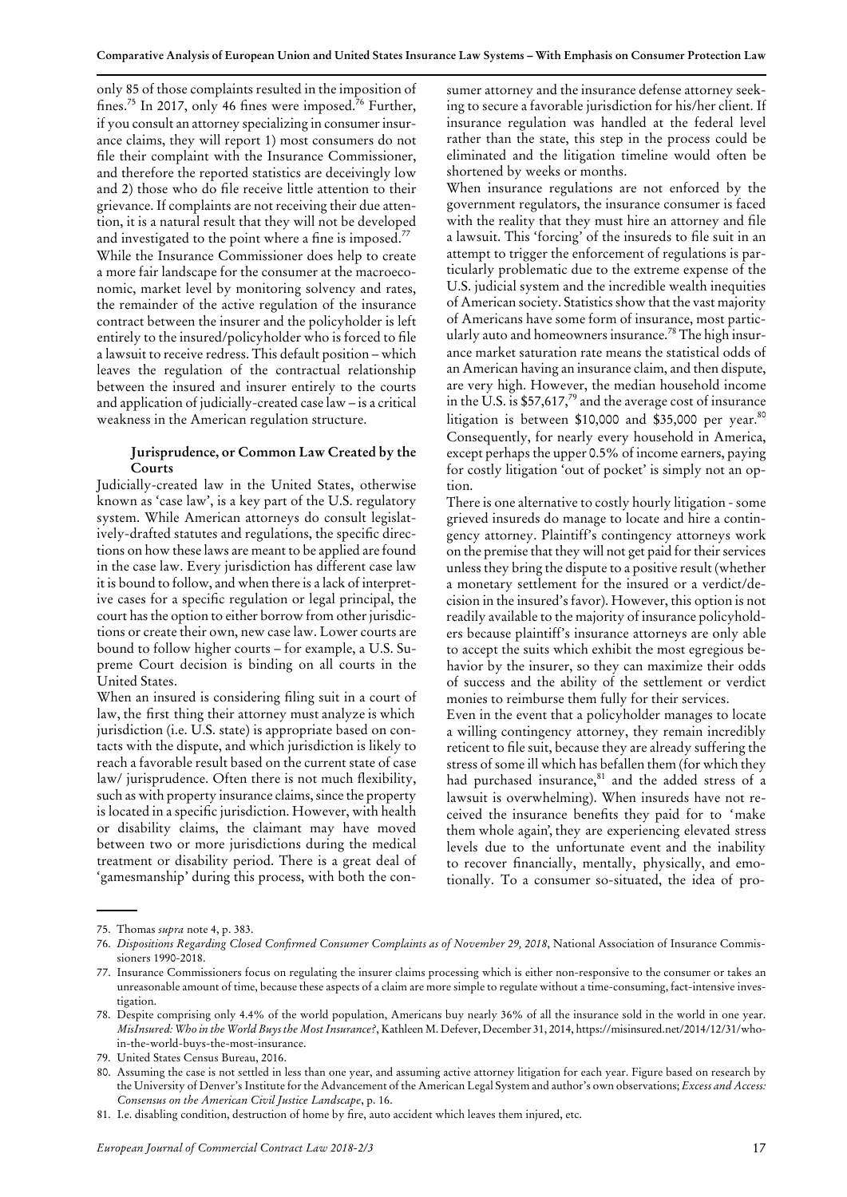only 85 of those complaints resulted in the imposition of fines.[75] In 2017, only 46 fines were imposed.[76] Further, if you consult an attorney specializing in consumer insurance claims, they will report 1) most consumers do not file their complaint with the Insurance Commissioner, and therefore the reported statistics are deceivingly low and 2) those who do file receive little attention to their grievance. If complaints are not receiving their due attention, it is a natural result that they will not be developed and investigated to the point where a fine is imposed.[77]

While the Insurance Commissioner does help to create a more fair landscape for the consumer at the macroeconomic, market level by monitoring solvency and rates, the remainder of the active regulation of the insurance contract between the insurer and the policyholder is left entirely to the insured/policyholder who is forced to file a lawsuit to receive redress. This default position – which leaves the regulation of the contractual relationship between the insured and insurer entirely to the courts and application of judicially-created case law – is a critical weakness in the American regulation structure.

### Jurisprudence, or Common Law Created by the Courts

Judicially-created law in the United States, otherwise known as 'case law', is a key part of the U.S. regulatory system. While American attorneys do consult legislatively-drafted statutes and regulations, the specific directions on how these laws are meant to be applied are found in the case law. Every jurisdiction has different case law it is bound to follow, and when there is a lack of interpretive cases for a specific regulation or legal principal, the court has the option to either borrow from other jurisdictions or create their own, new case law. Lower courts are bound to follow higher courts – for example, a U.S. Supreme Court decision is binding on all courts in the United States.

When an insured is considering filing suit in a court of law, the first thing their attorney must analyze is which jurisdiction (i.e. U.S. state) is appropriate based on contacts with the dispute, and which jurisdiction is likely to reach a favorable result based on the current state of case law/ jurisprudence. Often there is not much flexibility, such as with property insurance claims, since the property is located in a specific jurisdiction. However, with health or disability claims, the claimant may have moved between two or more jurisdictions during the medical treatment or disability period. There is a great deal of 'gamesmanship' during this process, with both the consumer attorney and the insurance defense attorney seeking to secure a favorable jurisdiction for his/her client. If insurance regulation was handled at the federal level rather than the state, this step in the process could be eliminated and the litigation timeline would often be shortened by weeks or months.

When insurance regulations are not enforced by the government regulators, the insurance consumer is faced with the reality that they must hire an attorney and file a lawsuit. This 'forcing' of the insureds to file suit in an attempt to trigger the enforcement of regulations is particularly problematic due to the extreme expense of the U.S. judicial system and the incredible wealth inequities of American society. Statistics show that the vast majority of Americans have some form of insurance, most particularly auto and homeowners insurance.[78] The high insurance market saturation rate means the statistical odds of an American having an insurance claim, and then dispute, are very high. However, the median household income in the U.S. is \$57,617,[79] and the average cost of insurance litigation is between \$10,000 and \$35,000 per year.[80] Consequently, for nearly every household in America, except perhaps the upper 0.5% of income earners, paying for costly litigation 'out of pocket' is simply not an option.

There is one alternative to costly hourly litigation - some grieved insureds do manage to locate and hire a contingency attorney. Plaintiff's contingency attorneys work on the premise that they will not get paid for their services unless they bring the dispute to a positive result (whether a monetary settlement for the insured or a verdict/decision in the insured's favor). However, this option is not readily available to the majority of insurance policyholders because plaintiff's insurance attorneys are only able to accept the suits which exhibit the most egregious behavior by the insurer, so they can maximize their odds of success and the ability of the settlement or verdict monies to reimburse them fully for their services.

Even in the event that a policyholder manages to locate a willing contingency attorney, they remain incredibly reticent to file suit, because they are already suffering the stress of some ill which has befallen them (for which they had purchased insurance,[81] and the added stress of a lawsuit is overwhelming). When insureds have not received the insurance benefits they paid for to 'make them whole again', they are experiencing elevated stress levels due to the unfortunate event and the inability to recover financially, mentally, physically, and emotionally. To a consumer so-situated, the idea of pro-

---

75. Thomas *supra* note 4, p. 383.
76. *Dispositions Regarding Closed Confirmed Consumer Complaints as of November 29, 2018*, National Association of Insurance Commissioners 1990-2018.
77. Insurance Commissioners focus on regulating the insurer claims processing which is either non-responsive to the consumer or takes an unreasonable amount of time, because these aspects of a claim are more simple to regulate without a time-consuming, fact-intensive investigation.
78. Despite comprising only 4.4% of the world population, Americans buy nearly 36% of all the insurance sold in the world in one year. *MisInsured: Who in the World Buys the Most Insurance?*, Kathleen M. Defever, December 31, 2014, https://misinsured.net/2014/12/31/who-in-the-world-buys-the-most-insurance.
79. United States Census Bureau, 2016.
80. Assuming the case is not settled in less than one year, and assuming active attorney litigation for each year. Figure based on research by the University of Denver's Institute for the Advancement of the American Legal System and author's own observations; *Excess and Access: Consensus on the American Civil Justice Landscape*, p. 16.
81. I.e. disabling condition, destruction of home by fire, auto accident which leaves them injured, etc.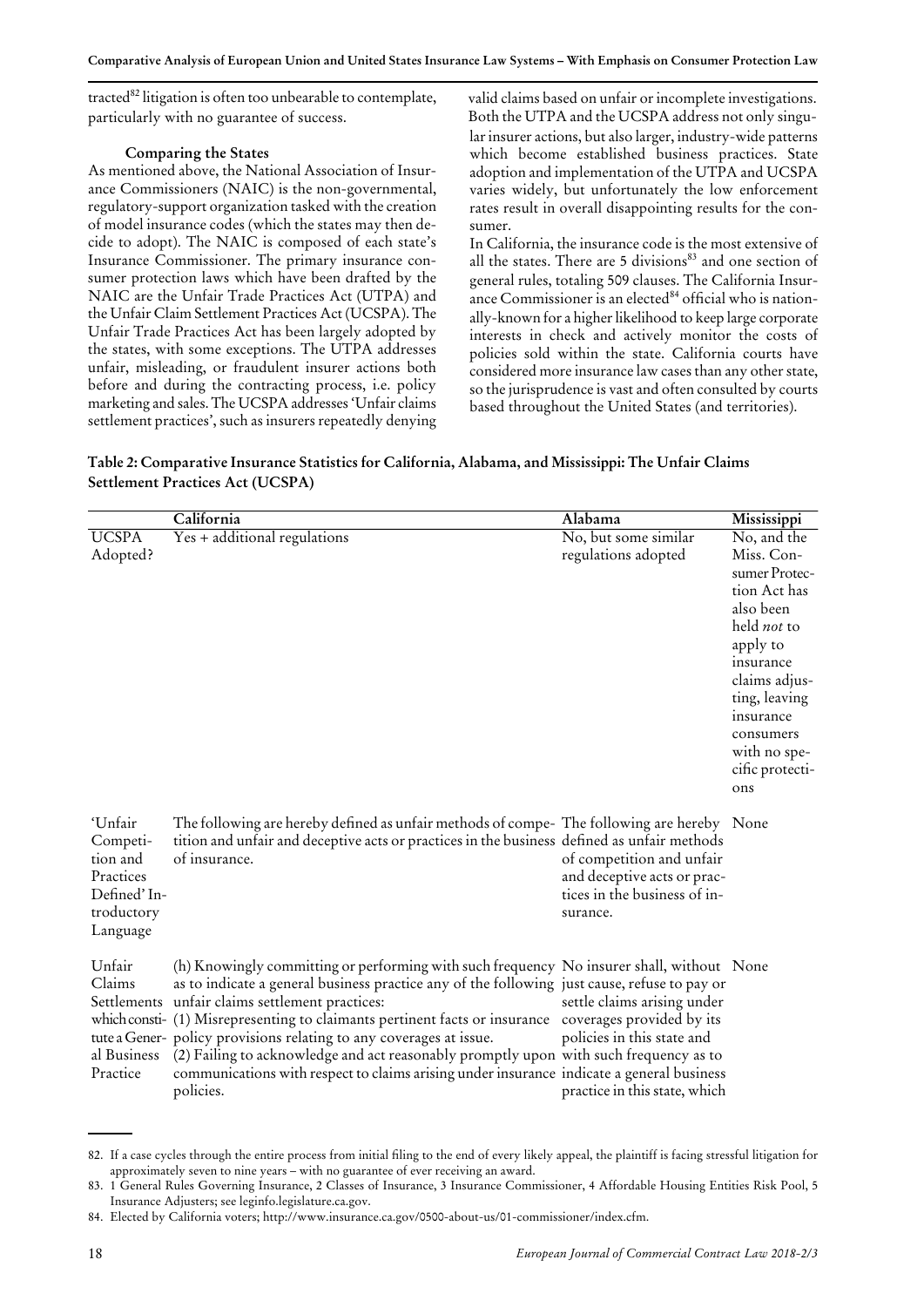tracted[82] litigation is often too unbearable to contemplate, particularly with no guarantee of success.

### Comparing the States

As mentioned above, the National Association of Insurance Commissioners (NAIC) is the non-governmental, regulatory-support organization tasked with the creation of model insurance codes (which the states may then decide to adopt). The NAIC is composed of each state's Insurance Commissioner. The primary insurance consumer protection laws which have been drafted by the NAIC are the Unfair Trade Practices Act (UTPA) and the Unfair Claim Settlement Practices Act (UCSPA). The Unfair Trade Practices Act has been largely adopted by the states, with some exceptions. The UTPA addresses unfair, misleading, or fraudulent insurer actions both before and during the contracting process, i.e. policy marketing and sales. The UCSPA addresses 'Unfair claims settlement practices', such as insurers repeatedly denying valid claims based on unfair or incomplete investigations. Both the UTPA and the UCSPA address not only singular insurer actions, but also larger, industry-wide patterns which become established business practices. State adoption and implementation of the UTPA and UCSPA varies widely, but unfortunately the low enforcement rates result in overall disappointing results for the consumer.

In California, the insurance code is the most extensive of all the states. There are 5 divisions[83] and one section of general rules, totaling 509 clauses. The California Insurance Commissioner is an elected[84] official who is nationally-known for a higher likelihood to keep large corporate interests in check and actively monitor the costs of policies sold within the state. California courts have considered more insurance law cases than any other state, so the jurisprudence is vast and often consulted by courts based throughout the United States (and territories).

**Table 2: Comparative Insurance Statistics for California, Alabama, and Mississippi: The Unfair Claims Settlement Practices Act (UCSPA)**

| | California | Alabama | Mississippi |
|---|---|---|---|
| UCSPA Adopted? | Yes + additional regulations | No, but some similar regulations adopted | No, and the Miss. Consumer Protection Act has also been held *not* to apply to insurance claims adjusting, leaving insurance consumers with no specific protections |
| 'Unfair Competition and Practices Defined' Introductory Language | The following are hereby defined as unfair methods of competition and unfair and deceptive acts or practices in the business of insurance. | The following are hereby defined as unfair methods of competition and unfair and deceptive acts or practices in the business of insurance. | None |
| Unfair Claims Settlements which constitute a General Business Practice | (h) Knowingly committing or performing with such frequency as to indicate a general business practice any of the following unfair claims settlement practices:<br>(1) Misrepresenting to claimants pertinent facts or insurance policy provisions relating to any coverages at issue.<br>(2) Failing to acknowledge and act reasonably promptly upon communications with respect to claims arising under insurance policies. | No insurer shall, without just cause, refuse to pay or settle claims arising under coverages provided by its policies in this state and with such frequency as to indicate a general business practice in this state, which | None |

82. If a case cycles through the entire process from initial filing to the end of every likely appeal, the plaintiff is facing stressful litigation for approximately seven to nine years – with no guarantee of ever receiving an award.

83. 1 General Rules Governing Insurance, 2 Classes of Insurance, 3 Insurance Commissioner, 4 Affordable Housing Entities Risk Pool, 5 Insurance Adjusters; see leginfo.legislature.ca.gov.

84. Elected by California voters; http://www.insurance.ca.gov/0500-about-us/01-commissioner/index.cfm.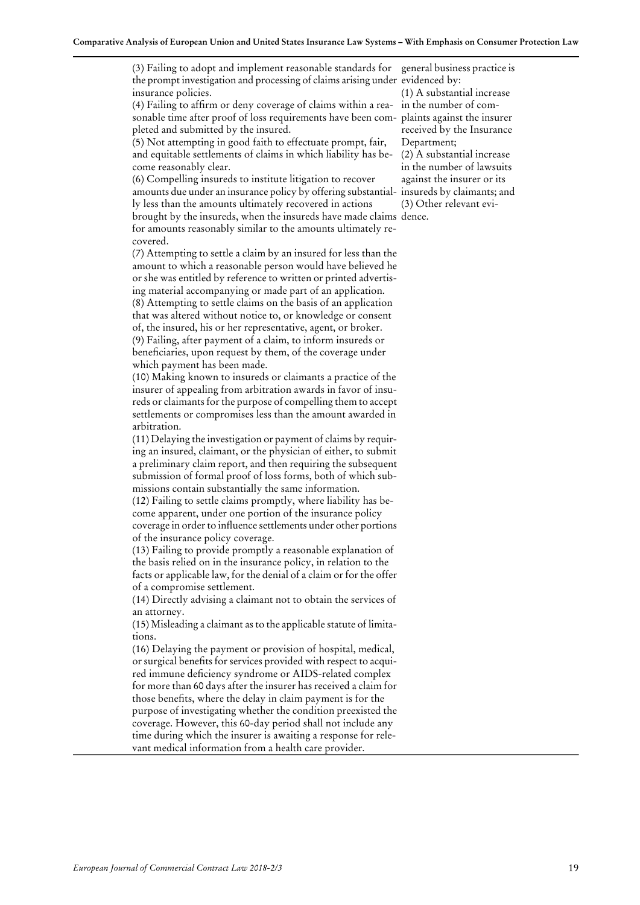(3) Failing to adopt and implement reasonable standards for the prompt investigation and processing of claims arising under insurance policies.

(4) Failing to affirm or deny coverage of claims within a reasonable time after proof of loss requirements have been completed and submitted by the insured.

(5) Not attempting in good faith to effectuate prompt, fair, and equitable settlements of claims in which liability has become reasonably clear.

(6) Compelling insureds to institute litigation to recover amounts due under an insurance policy by offering substantially less than the amounts ultimately recovered in actions brought by the insureds, when the insureds have made claims for amounts reasonably similar to the amounts ultimately recovered.

(7) Attempting to settle a claim by an insured for less than the amount to which a reasonable person would have believed he or she was entitled by reference to written or printed advertising material accompanying or made part of an application.

(8) Attempting to settle claims on the basis of an application that was altered without notice to, or knowledge or consent of, the insured, his or her representative, agent, or broker.

(9) Failing, after payment of a claim, to inform insureds or beneficiaries, upon request by them, of the coverage under which payment has been made.

(10) Making known to insureds or claimants a practice of the insurer of appealing from arbitration awards in favor of insureds or claimants for the purpose of compelling them to accept settlements or compromises less than the amount awarded in arbitration.

(11) Delaying the investigation or payment of claims by requiring an insured, claimant, or the physician of either, to submit a preliminary claim report, and then requiring the subsequent submission of formal proof of loss forms, both of which submissions contain substantially the same information.

(12) Failing to settle claims promptly, where liability has become apparent, under one portion of the insurance policy coverage in order to influence settlements under other portions of the insurance policy coverage.

(13) Failing to provide promptly a reasonable explanation of the basis relied on in the insurance policy, in relation to the facts or applicable law, for the denial of a claim or for the offer of a compromise settlement.

(14) Directly advising a claimant not to obtain the services of an attorney.

(15) Misleading a claimant as to the applicable statute of limitations.

(16) Delaying the payment or provision of hospital, medical, or surgical benefits for services provided with respect to acquired immune deficiency syndrome or AIDS-related complex for more than 60 days after the insurer has received a claim for those benefits, where the delay in claim payment is for the purpose of investigating whether the condition preexisted the coverage. However, this 60-day period shall not include any time during which the insurer is awaiting a response for relevant medical information from a health care provider.

general business practice is evidenced by:

(1) A substantial increase in the number of complaints against the insurer received by the Insurance Department;

(2) A substantial increase in the number of lawsuits against the insurer or its insureds by claimants; and

(3) Other relevant evidence.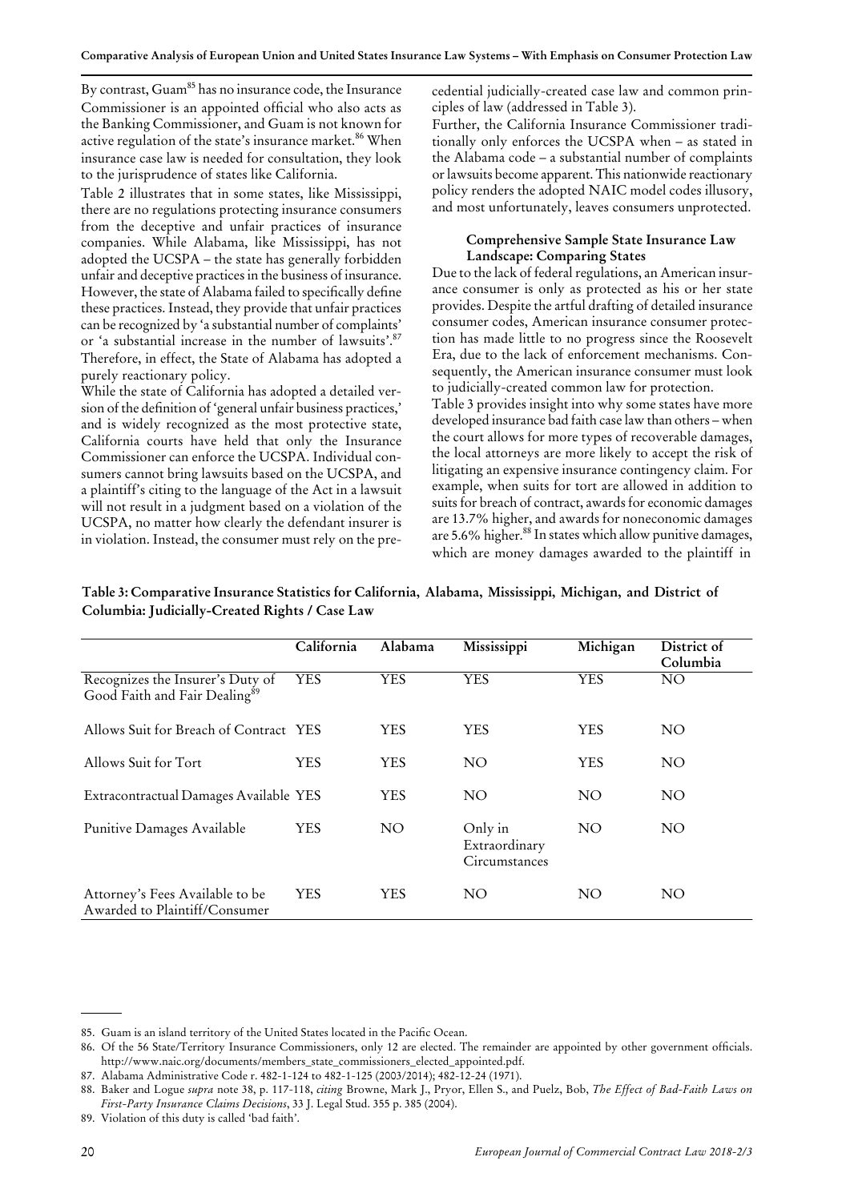By contrast, Guam[85] has no insurance code, the Insurance Commissioner is an appointed official who also acts as the Banking Commissioner, and Guam is not known for active regulation of the state's insurance market.[86] When insurance case law is needed for consultation, they look to the jurisprudence of states like California.

Table 2 illustrates that in some states, like Mississippi, there are no regulations protecting insurance consumers from the deceptive and unfair practices of insurance companies. While Alabama, like Mississippi, has not adopted the UCSPA – the state has generally forbidden unfair and deceptive practices in the business of insurance. However, the state of Alabama failed to specifically define these practices. Instead, they provide that unfair practices can be recognized by 'a substantial number of complaints' or 'a substantial increase in the number of lawsuits'.[87] Therefore, in effect, the State of Alabama has adopted a purely reactionary policy.

While the state of California has adopted a detailed version of the definition of 'general unfair business practices,' and is widely recognized as the most protective state, California courts have held that only the Insurance Commissioner can enforce the UCSPA. Individual consumers cannot bring lawsuits based on the UCSPA, and a plaintiff's citing to the language of the Act in a lawsuit will not result in a judgment based on a violation of the UCSPA, no matter how clearly the defendant insurer is in violation. Instead, the consumer must rely on the precedential judicially-created case law and common principles of law (addressed in Table 3).

Further, the California Insurance Commissioner traditionally only enforces the UCSPA when – as stated in the Alabama code – a substantial number of complaints or lawsuits become apparent. This nationwide reactionary policy renders the adopted NAIC model codes illusory, and most unfortunately, leaves consumers unprotected.

#### Comprehensive Sample State Insurance Law Landscape: Comparing States

Due to the lack of federal regulations, an American insurance consumer is only as protected as his or her state provides. Despite the artful drafting of detailed insurance consumer codes, American insurance consumer protection has made little to no progress since the Roosevelt Era, due to the lack of enforcement mechanisms. Consequently, the American insurance consumer must look to judicially-created common law for protection.

Table 3 provides insight into why some states have more developed insurance bad faith case law than others – when the court allows for more types of recoverable damages, the local attorneys are more likely to accept the risk of litigating an expensive insurance contingency claim. For example, when suits for tort are allowed in addition to suits for breach of contract, awards for economic damages are 13.7% higher, and awards for noneconomic damages are 5.6% higher.[88] In states which allow punitive damages, which are money damages awarded to the plaintiff in

**Table 3: Comparative Insurance Statistics for California, Alabama, Mississippi, Michigan, and District of Columbia: Judicially-Created Rights / Case Law**

| | California | Alabama | Mississippi | Michigan | District of Columbia |
|---|---|---|---|---|---|
| Recognizes the Insurer's Duty of Good Faith and Fair Dealing[89] | YES | YES | YES | YES | NO |
| Allows Suit for Breach of Contract | YES | YES | YES | YES | NO |
| Allows Suit for Tort | YES | YES | NO | YES | NO |
| Extracontractual Damages Available | YES | YES | NO | NO | NO |
| Punitive Damages Available | YES | NO | Only in Extraordinary Circumstances | NO | NO |
| Attorney's Fees Available to be Awarded to Plaintiff/Consumer | YES | YES | NO | NO | NO |

85. Guam is an island territory of the United States located in the Pacific Ocean.

86. Of the 56 State/Territory Insurance Commissioners, only 12 are elected. The remainder are appointed by other government officials. http://www.naic.org/documents/members_state_commissioners_elected_appointed.pdf.

87. Alabama Administrative Code r. 482-1-124 to 482-1-125 (2003/2014); 482-12-24 (1971).

88. Baker and Logue *supra* note 38, p. 117-118, *citing* Browne, Mark J., Pryor, Ellen S., and Puelz, Bob, *The Effect of Bad-Faith Laws on First-Party Insurance Claims Decisions*, 33 J. Legal Stud. 355 p. 385 (2004).

89. Violation of this duty is called 'bad faith'.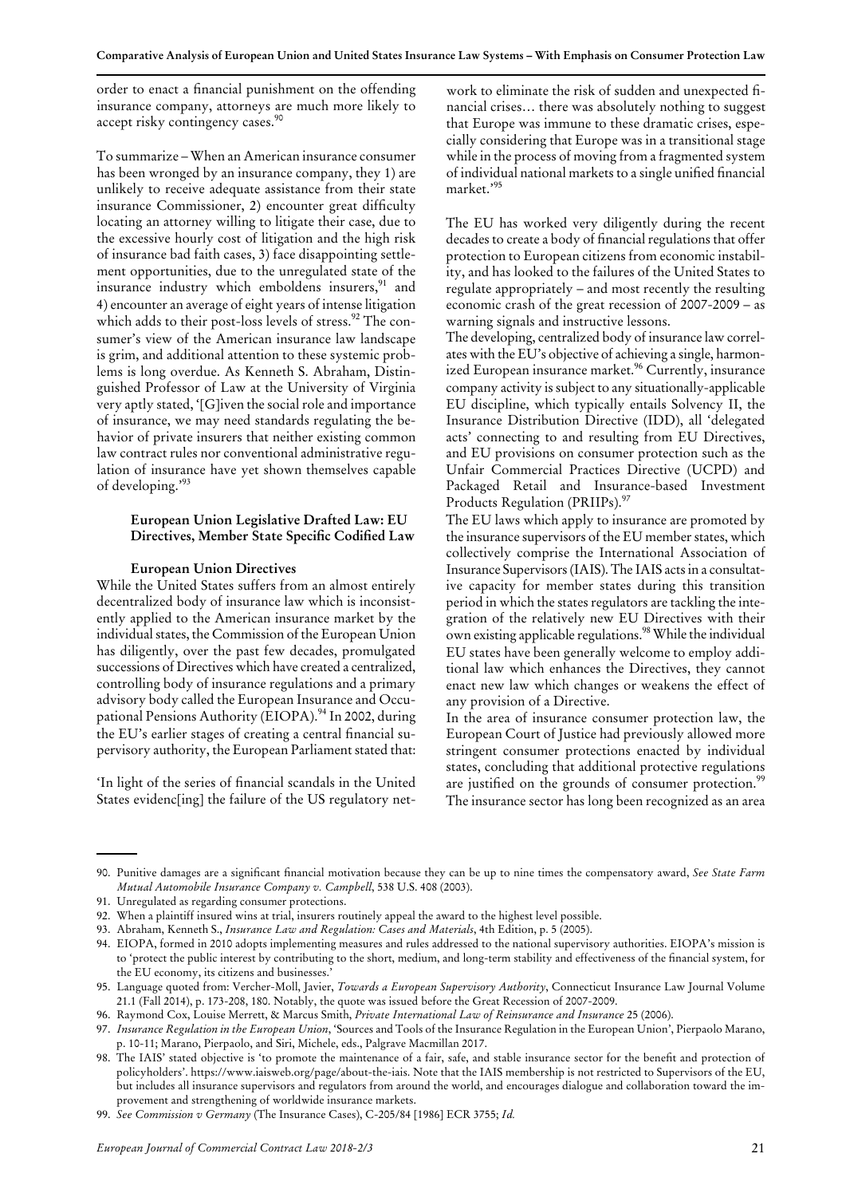order to enact a financial punishment on the offending insurance company, attorneys are much more likely to accept risky contingency cases.[90]

To summarize – When an American insurance consumer has been wronged by an insurance company, they 1) are unlikely to receive adequate assistance from their state insurance Commissioner, 2) encounter great difficulty locating an attorney willing to litigate their case, due to the excessive hourly cost of litigation and the high risk of insurance bad faith cases, 3) face disappointing settlement opportunities, due to the unregulated state of the insurance industry which emboldens insurers,[91] and 4) encounter an average of eight years of intense litigation which adds to their post-loss levels of stress.[92] The consumer's view of the American insurance law landscape is grim, and additional attention to these systemic problems is long overdue. As Kenneth S. Abraham, Distinguished Professor of Law at the University of Virginia very aptly stated, '[G]iven the social role and importance of insurance, we may need standards regulating the behavior of private insurers that neither existing common law contract rules nor conventional administrative regulation of insurance have yet shown themselves capable of developing.'[93]

## European Union Legislative Drafted Law: EU Directives, Member State Specific Codified Law

### European Union Directives

While the United States suffers from an almost entirely decentralized body of insurance law which is inconsistently applied to the American insurance market by the individual states, the Commission of the European Union has diligently, over the past few decades, promulgated successions of Directives which have created a centralized, controlling body of insurance regulations and a primary advisory body called the European Insurance and Occupational Pensions Authority (EIOPA).[94] In 2002, during the EU's earlier stages of creating a central financial supervisory authority, the European Parliament stated that:

'In light of the series of financial scandals in the United States evidenc[ing] the failure of the US regulatory network to eliminate the risk of sudden and unexpected financial crises… there was absolutely nothing to suggest that Europe was immune to these dramatic crises, especially considering that Europe was in a transitional stage while in the process of moving from a fragmented system of individual national markets to a single unified financial market.'[95]

The EU has worked very diligently during the recent decades to create a body of financial regulations that offer protection to European citizens from economic instability, and has looked to the failures of the United States to regulate appropriately – and most recently the resulting economic crash of the great recession of 2007-2009 – as warning signals and instructive lessons.

The developing, centralized body of insurance law correlates with the EU's objective of achieving a single, harmonized European insurance market.[96] Currently, insurance company activity is subject to any situationally-applicable EU discipline, which typically entails Solvency II, the Insurance Distribution Directive (IDD), all 'delegated acts' connecting to and resulting from EU Directives, and EU provisions on consumer protection such as the Unfair Commercial Practices Directive (UCPD) and Packaged Retail and Insurance-based Investment Products Regulation (PRIIPs).[97]

The EU laws which apply to insurance are promoted by the insurance supervisors of the EU member states, which collectively comprise the International Association of Insurance Supervisors (IAIS). The IAIS acts in a consultative capacity for member states during this transition period in which the states regulators are tackling the integration of the relatively new EU Directives with their own existing applicable regulations.[98] While the individual EU states have been generally welcome to employ additional law which enhances the Directives, they cannot enact new law which changes or weakens the effect of any provision of a Directive.

In the area of insurance consumer protection law, the European Court of Justice had previously allowed more stringent consumer protections enacted by individual states, concluding that additional protective regulations are justified on the grounds of consumer protection.[99] The insurance sector has long been recognized as an area

---

90. Punitive damages are a significant financial motivation because they can be up to nine times the compensatory award, *See State Farm Mutual Automobile Insurance Company v. Campbell*, 538 U.S. 408 (2003).
91. Unregulated as regarding consumer protections.
92. When a plaintiff insured wins at trial, insurers routinely appeal the award to the highest level possible.
93. Abraham, Kenneth S., *Insurance Law and Regulation: Cases and Materials*, 4th Edition, p. 5 (2005).
94. EIOPA, formed in 2010 adopts implementing measures and rules addressed to the national supervisory authorities. EIOPA's mission is to 'protect the public interest by contributing to the short, medium, and long-term stability and effectiveness of the financial system, for the EU economy, its citizens and businesses.'
95. Language quoted from: Vercher-Moll, Javier, *Towards a European Supervisory Authority*, Connecticut Insurance Law Journal Volume 21.1 (Fall 2014), p. 173-208, 180. Notably, the quote was issued before the Great Recession of 2007-2009.
96. Raymond Cox, Louise Merrett, & Marcus Smith, *Private International Law of Reinsurance and Insurance* 25 (2006).
97. *Insurance Regulation in the European Union*, 'Sources and Tools of the Insurance Regulation in the European Union', Pierpaolo Marano, p. 10-11; Marano, Pierpaolo, and Siri, Michele, eds., Palgrave Macmillan 2017.
98. The IAIS' stated objective is 'to promote the maintenance of a fair, safe, and stable insurance sector for the benefit and protection of policyholders'. https://www.iaisweb.org/page/about-the-iais. Note that the IAIS membership is not restricted to Supervisors of the EU, but includes all insurance supervisors and regulators from around the world, and encourages dialogue and collaboration toward the improvement and strengthening of worldwide insurance markets.
99. *See Commission v Germany* (The Insurance Cases), C-205/84 [1986] ECR 3755; *Id.*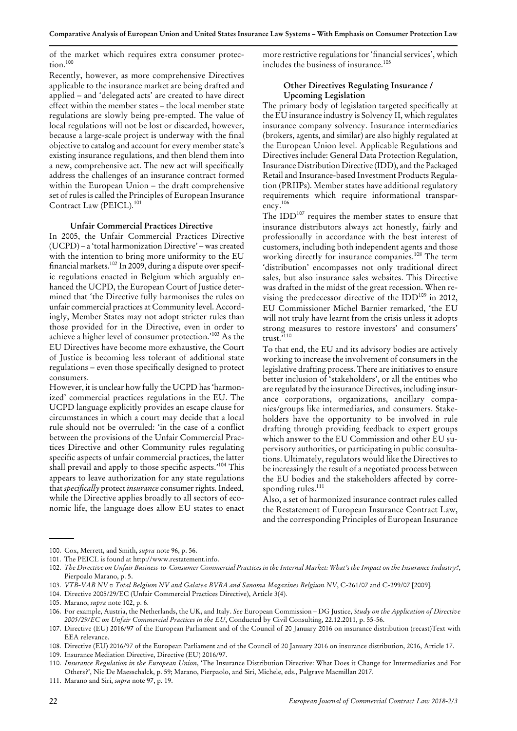of the market which requires extra consumer protection.[100]

Recently, however, as more comprehensive Directives applicable to the insurance market are being drafted and applied – and 'delegated acts' are created to have direct effect within the member states – the local member state regulations are slowly being pre-empted. The value of local regulations will not be lost or discarded, however, because a large-scale project is underway with the final objective to catalog and account for every member state's existing insurance regulations, and then blend them into a new, comprehensive act. The new act will specifically address the challenges of an insurance contract formed within the European Union – the draft comprehensive set of rules is called the Principles of European Insurance Contract Law (PEICL).[101]

### Unfair Commercial Practices Directive

In 2005, the Unfair Commercial Practices Directive (UCPD) – a 'total harmonization Directive' – was created with the intention to bring more uniformity to the EU financial markets.[102] In 2009, during a dispute over specific regulations enacted in Belgium which arguably enhanced the UCPD, the European Court of Justice determined that 'the Directive fully harmonises the rules on unfair commercial practices at Community level. Accordingly, Member States may not adopt stricter rules than those provided for in the Directive, even in order to achieve a higher level of consumer protection.'[103] As the EU Directives have become more exhaustive, the Court of Justice is becoming less tolerant of additional state regulations – even those specifically designed to protect consumers.

However, it is unclear how fully the UCPD has 'harmonized' commercial practices regulations in the EU. The UCPD language explicitly provides an escape clause for circumstances in which a court may decide that a local rule should not be overruled: 'in the case of a conflict between the provisions of the Unfair Commercial Practices Directive and other Community rules regulating specific aspects of unfair commercial practices, the latter shall prevail and apply to those specific aspects.'[104] This appears to leave authorization for any state regulations that *specifically* protect *insurance* consumer rights. Indeed, while the Directive applies broadly to all sectors of economic life, the language does allow EU states to enact more restrictive regulations for 'financial services', which includes the business of insurance.[105]

### Other Directives Regulating Insurance / Upcoming Legislation

The primary body of legislation targeted specifically at the EU insurance industry is Solvency II, which regulates insurance company solvency. Insurance intermediaries (brokers, agents, and similar) are also highly regulated at the European Union level. Applicable Regulations and Directives include: General Data Protection Regulation, Insurance Distribution Directive (IDD), and the Packaged Retail and Insurance-based Investment Products Regulation (PRIIPs). Member states have additional regulatory requirements which require informational transparency.[106]

The IDD[107] requires the member states to ensure that insurance distributors always act honestly, fairly and professionally in accordance with the best interest of customers, including both independent agents and those working directly for insurance companies.[108] The term 'distribution' encompasses not only traditional direct sales, but also insurance sales websites. This Directive was drafted in the midst of the great recession. When revising the predecessor directive of the IDD[109] in 2012, EU Commissioner Michel Barnier remarked, 'the EU will not truly have learnt from the crisis unless it adopts strong measures to restore investors' and consumers' trust.'[110]

To that end, the EU and its advisory bodies are actively working to increase the involvement of consumers in the legislative drafting process. There are initiatives to ensure better inclusion of 'stakeholders', or all the entities who are regulated by the insurance Directives, including insurance corporations, organizations, ancillary companies/groups like intermediaries, and consumers. Stakeholders have the opportunity to be involved in rule drafting through providing feedback to expert groups which answer to the EU Commission and other EU supervisory authorities, or participating in public consultations. Ultimately, regulators would like the Directives to be increasingly the result of a negotiated process between the EU bodies and the stakeholders affected by corresponding rules.[111]

Also, a set of harmonized insurance contract rules called the Restatement of European Insurance Contract Law, and the corresponding Principles of European Insurance

---

100. Cox, Merrett, and Smith, *supra* note 96, p. 56.
101. The PEICL is found at http://www.restatement.info.
102. *The Directive on Unfair Business-to-Consumer Commercial Practices in the Internal Market: What's the Impact on the Insurance Industry?*, Pierpoalo Marano, p. 5.
103. *VTB-VAB NV v Total Belgium NV and Galatea BVBA and Sanoma Magazines Belgium NV*, C-261/07 and C-299/07 [2009].
104. Directive 2005/29/EC (Unfair Commercial Practices Directive), Article 3(4).
105. Marano, *supra* note 102, p. 6.
106. For example, Austria, the Netherlands, the UK, and Italy. *See* European Commission – DG Justice, *Study on the Application of Directive 2005/29/EC on Unfair Commercial Practices in the EU*, Conducted by Civil Consulting, 22.12.2011, p. 55-56.
107. Directive (EU) 2016/97 of the European Parliament and of the Council of 20 January 2016 on insurance distribution (recast)Text with EEA relevance.
108. Directive (EU) 2016/97 of the European Parliament and of the Council of 20 January 2016 on insurance distribution, 2016, Article 17.
109. Insurance Mediation Directive, Directive (EU) 2016/97.
110. *Insurance Regulation in the European Union*, 'The Insurance Distribution Directive: What Does it Change for Intermediaries and For Others?', Nic De Maesschalck, p. 59; Marano, Pierpaolo, and Siri, Michele, eds., Palgrave Macmillan 2017.
111. Marano and Siri, *supra* note 97, p. 19.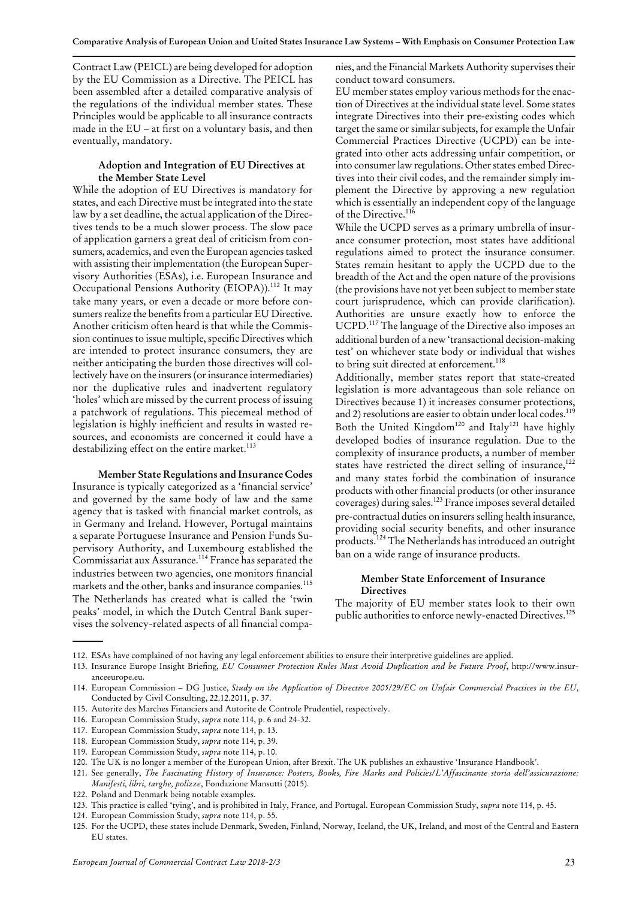Contract Law (PEICL) are being developed for adoption by the EU Commission as a Directive. The PEICL has been assembled after a detailed comparative analysis of the regulations of the individual member states. These Principles would be applicable to all insurance contracts made in the EU – at first on a voluntary basis, and then eventually, mandatory.

### Adoption and Integration of EU Directives at the Member State Level

While the adoption of EU Directives is mandatory for states, and each Directive must be integrated into the state law by a set deadline, the actual application of the Directives tends to be a much slower process. The slow pace of application garners a great deal of criticism from consumers, academics, and even the European agencies tasked with assisting their implementation (the European Supervisory Authorities (ESAs), i.e. European Insurance and Occupational Pensions Authority (EIOPA)).[112] It may take many years, or even a decade or more before consumers realize the benefits from a particular EU Directive. Another criticism often heard is that while the Commission continues to issue multiple, specific Directives which are intended to protect insurance consumers, they are neither anticipating the burden those directives will collectively have on the insurers (or insurance intermediaries) nor the duplicative rules and inadvertent regulatory 'holes' which are missed by the current process of issuing a patchwork of regulations. This piecemeal method of legislation is highly inefficient and results in wasted resources, and economists are concerned it could have a destabilizing effect on the entire market.[113]

### Member State Regulations and Insurance Codes

Insurance is typically categorized as a 'financial service' and governed by the same body of law and the same agency that is tasked with financial market controls, as in Germany and Ireland. However, Portugal maintains a separate Portuguese Insurance and Pension Funds Supervisory Authority, and Luxembourg established the Commissariat aux Assurance.[114] France has separated the industries between two agencies, one monitors financial markets and the other, banks and insurance companies.[115] The Netherlands has created what is called the 'twin peaks' model, in which the Dutch Central Bank supervises the solvency-related aspects of all financial companies, and the Financial Markets Authority supervises their conduct toward consumers.

EU member states employ various methods for the enactment of Directives at the individual state level. Some states integrate Directives into their pre-existing codes which target the same or similar subjects, for example the Unfair Commercial Practices Directive (UCPD) can be integrated into other acts addressing unfair competition, or into consumer law regulations. Other states embed Directives into their civil codes, and the remainder simply implement the Directive by approving a new regulation which is essentially an independent copy of the language of the Directive.[116]

While the UCPD serves as a primary umbrella of insurance consumer protection, most states have additional regulations aimed to protect the insurance consumer. States remain hesitant to apply the UCPD due to the breadth of the Act and the open nature of the provisions (the provisions have not yet been subject to member state court jurisprudence, which can provide clarification). Authorities are unsure exactly how to enforce the UCPD.[117] The language of the Directive also imposes an additional burden of a new 'transactional decision-making test' on whichever state body or individual that wishes to bring suit directed at enforcement.[118]

Additionally, member states report that state-created legislation is more advantageous than sole reliance on Directives because 1) it increases consumer protections, and 2) resolutions are easier to obtain under local codes.[119] Both the United Kingdom[120] and Italy[121] have highly developed bodies of insurance regulation. Due to the complexity of insurance products, a number of member states have restricted the direct selling of insurance,[122] and many states forbid the combination of insurance products with other financial products (or other insurance coverages) during sales.[123] France imposes several detailed pre-contractual duties on insurers selling health insurance, providing social security benefits, and other insurance products.[124] The Netherlands has introduced an outright ban on a wide range of insurance products.

### Member State Enforcement of Insurance Directives

The majority of EU member states look to their own public authorities to enforce newly-enacted Directives.[125]

---

112. ESAs have complained of not having any legal enforcement abilities to ensure their interpretive guidelines are applied.
113. Insurance Europe Insight Briefing, *EU Consumer Protection Rules Must Avoid Duplication and be Future Proof*, http://www.insuranceeurope.eu.
114. European Commission – DG Justice, *Study on the Application of Directive 2005/29/EC on Unfair Commercial Practices in the EU*, Conducted by Civil Consulting, 22.12.2011, p. 37.
115. Autorite des Marches Financiers and Autorite de Controle Prudentiel, respectively.
116. European Commission Study, *supra* note 114, p. 6 and 24-32.
117. European Commission Study, *supra* note 114, p. 13.
118. European Commission Study, *supra* note 114, p. 39.
119. European Commission Study, *supra* note 114, p. 10.
120. The UK is no longer a member of the European Union, after Brexit. The UK publishes an exhaustive 'Insurance Handbook'.
121. See generally, *The Fascinating History of Insurance: Posters, Books, Fire Marks and Policies/L'Affascinante storia dell'assicurazione: Manifesti, libri, targhe, polizze*, Fondazione Mansutti (2015).
122. Poland and Denmark being notable examples.
123. This practice is called 'tying', and is prohibited in Italy, France, and Portugal. European Commission Study, *supra* note 114, p. 45.
124. European Commission Study, *supra* note 114, p. 55.
125. For the UCPD, these states include Denmark, Sweden, Finland, Norway, Iceland, the UK, Ireland, and most of the Central and Eastern EU states.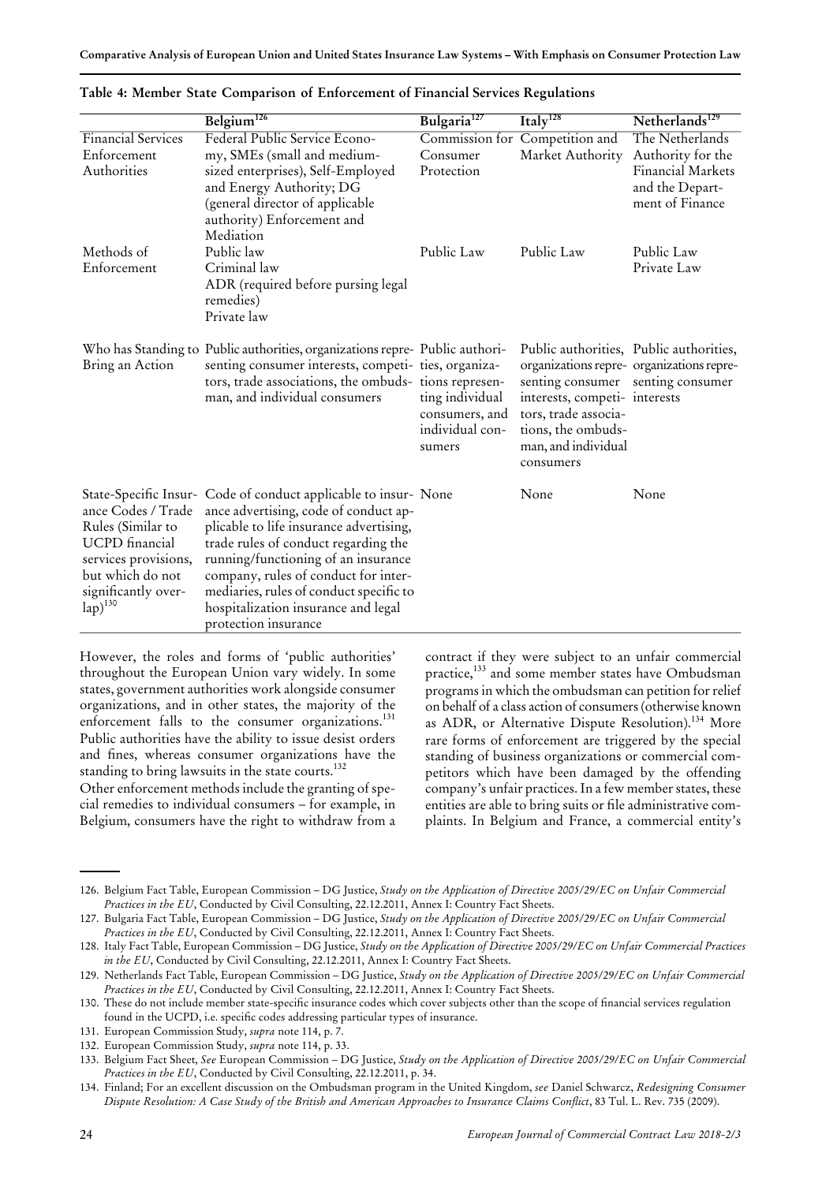**Table 4: Member State Comparison of Enforcement of Financial Services Regulations**

| | Belgium[126] | Bulgaria[127] | Italy[128] | Netherlands[129] |
|---|---|---|---|---|
| Financial Services Enforcement Authorities | Federal Public Service Economy, SMEs (small and medium-sized enterprises), Self-Employed and Energy Authority; DG (general director of applicable authority) Enforcement and Mediation | Commission for Consumer Protection | Competition and Market Authority | The Netherlands Authority for the Financial Markets and the Department of Finance |
| Methods of Enforcement | Public law<br>Criminal law<br>ADR (required before pursing legal remedies)<br>Private law | Public Law | Public Law | Public Law<br>Private Law |
| Who has Standing to Bring an Action | Public authorities, organizations representing consumer interests, competitors, trade associations, the ombudsman, and individual consumers | Public authorities, organizations representing individual consumers, and individual consumers | Public authorities, organizations representing consumer interests, competitors, trade associations, the ombudsman, and individual consumers | Public authorities, organizations representing consumer interests |
| State-Specific Insurance Codes / Trade Rules (Similar to UCPD financial services provisions, but which do not significantly overlap)[130] | Code of conduct applicable to insurance advertising, code of conduct applicable to life insurance advertising, trade rules of conduct regarding the running/functioning of an insurance company, rules of conduct for intermediaries, rules of conduct specific to hospitalization insurance and legal protection insurance | None | None | None |

However, the roles and forms of 'public authorities' throughout the European Union vary widely. In some states, government authorities work alongside consumer organizations, and in other states, the majority of the enforcement falls to the consumer organizations.[131] Public authorities have the ability to issue desist orders and fines, whereas consumer organizations have the standing to bring lawsuits in the state courts.[132]

Other enforcement methods include the granting of special remedies to individual consumers – for example, in Belgium, consumers have the right to withdraw from a contract if they were subject to an unfair commercial practice,[133] and some member states have Ombudsman programs in which the ombudsman can petition for relief on behalf of a class action of consumers (otherwise known as ADR, or Alternative Dispute Resolution).[134] More rare forms of enforcement are triggered by the special standing of business organizations or commercial competitors which have been damaged by the offending company's unfair practices. In a few member states, these entities are able to bring suits or file administrative complaints. In Belgium and France, a commercial entity's

126. Belgium Fact Table, European Commission – DG Justice, *Study on the Application of Directive 2005/29/EC on Unfair Commercial Practices in the EU*, Conducted by Civil Consulting, 22.12.2011, Annex I: Country Fact Sheets.

127. Bulgaria Fact Table, European Commission – DG Justice, *Study on the Application of Directive 2005/29/EC on Unfair Commercial Practices in the EU*, Conducted by Civil Consulting, 22.12.2011, Annex I: Country Fact Sheets.

128. Italy Fact Table, European Commission – DG Justice, *Study on the Application of Directive 2005/29/EC on Unfair Commercial Practices in the EU*, Conducted by Civil Consulting, 22.12.2011, Annex I: Country Fact Sheets.

129. Netherlands Fact Table, European Commission – DG Justice, *Study on the Application of Directive 2005/29/EC on Unfair Commercial Practices in the EU*, Conducted by Civil Consulting, 22.12.2011, Annex I: Country Fact Sheets.

130. These do not include member state-specific insurance codes which cover subjects other than the scope of financial services regulation found in the UCPD, i.e. specific codes addressing particular types of insurance.

131. European Commission Study, *supra* note 114, p. 7.

132. European Commission Study, *supra* note 114, p. 33.

133. Belgium Fact Sheet, *See* European Commission – DG Justice, *Study on the Application of Directive 2005/29/EC on Unfair Commercial Practices in the EU*, Conducted by Civil Consulting, 22.12.2011, p. 34.

134. Finland; For an excellent discussion on the Ombudsman program in the United Kingdom, *see* Daniel Schwarcz, *Redesigning Consumer Dispute Resolution: A Case Study of the British and American Approaches to Insurance Claims Conflict*, 83 Tul. L. Rev. 735 (2009).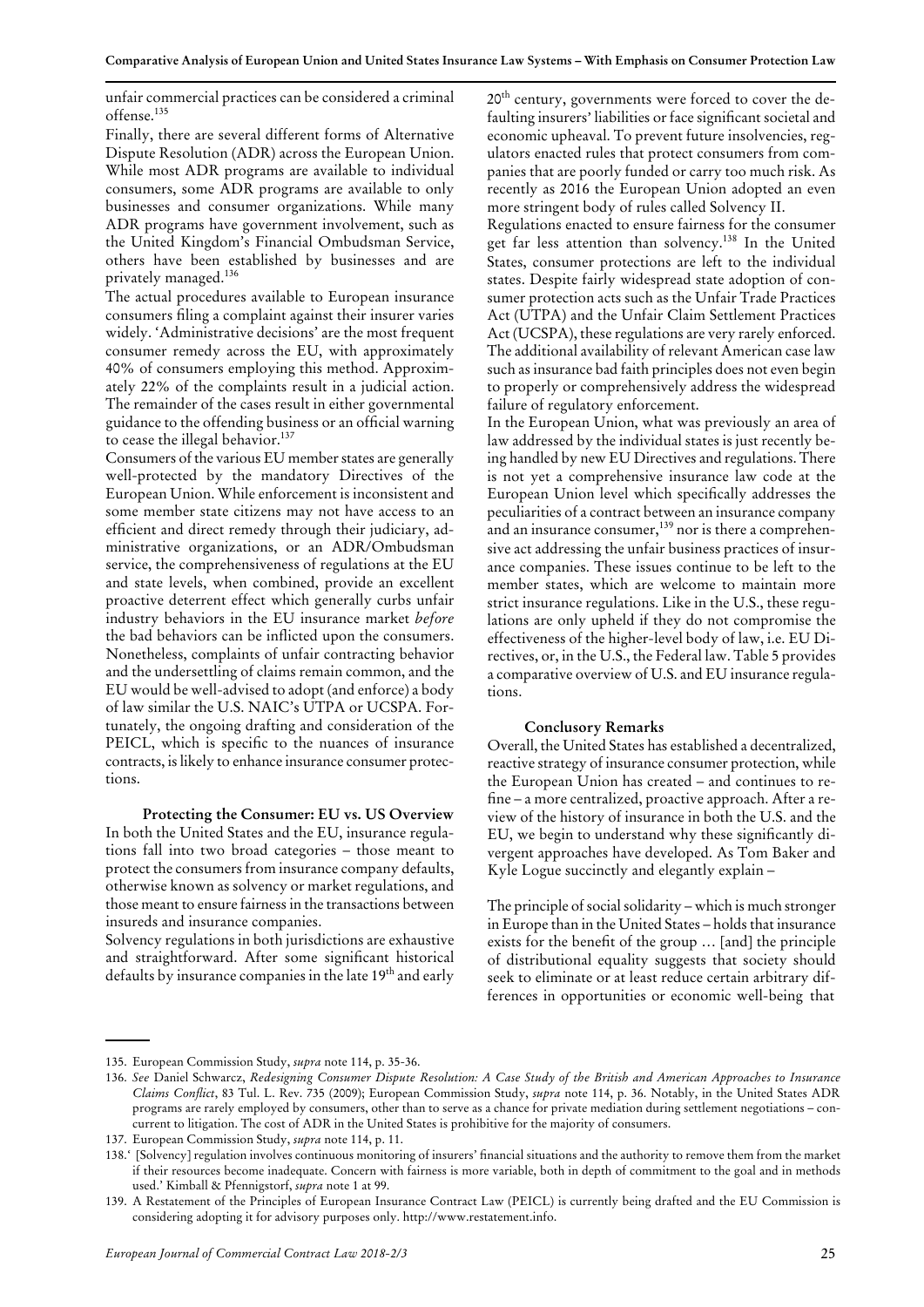unfair commercial practices can be considered a criminal offense.[135]

Finally, there are several different forms of Alternative Dispute Resolution (ADR) across the European Union. While most ADR programs are available to individual consumers, some ADR programs are available to only businesses and consumer organizations. While many ADR programs have government involvement, such as the United Kingdom's Financial Ombudsman Service, others have been established by businesses and are privately managed.[136]

The actual procedures available to European insurance consumers filing a complaint against their insurer varies widely. 'Administrative decisions' are the most frequent consumer remedy across the EU, with approximately 40% of consumers employing this method. Approximately 22% of the complaints result in a judicial action. The remainder of the cases result in either governmental guidance to the offending business or an official warning to cease the illegal behavior.[137]

Consumers of the various EU member states are generally well-protected by the mandatory Directives of the European Union. While enforcement is inconsistent and some member state citizens may not have access to an efficient and direct remedy through their judiciary, administrative organizations, or an ADR/Ombudsman service, the comprehensiveness of regulations at the EU and state levels, when combined, provide an excellent proactive deterrent effect which generally curbs unfair industry behaviors in the EU insurance market *before* the bad behaviors can be inflicted upon the consumers. Nonetheless, complaints of unfair contracting behavior and the undersettling of claims remain common, and the EU would be well-advised to adopt (and enforce) a body of law similar the U.S. NAIC's UTPA or UCSPA. Fortunately, the ongoing drafting and consideration of the PEICL, which is specific to the nuances of insurance contracts, is likely to enhance insurance consumer protections.

### Protecting the Consumer: EU vs. US Overview

In both the United States and the EU, insurance regulations fall into two broad categories – those meant to protect the consumers from insurance company defaults, otherwise known as solvency or market regulations, and those meant to ensure fairness in the transactions between insureds and insurance companies.

Solvency regulations in both jurisdictions are exhaustive and straightforward. After some significant historical defaults by insurance companies in the late 19th and early 20th century, governments were forced to cover the defaulting insurers' liabilities or face significant societal and economic upheaval. To prevent future insolvencies, regulators enacted rules that protect consumers from companies that are poorly funded or carry too much risk. As recently as 2016 the European Union adopted an even more stringent body of rules called Solvency II.

Regulations enacted to ensure fairness for the consumer get far less attention than solvency.[138] In the United States, consumer protections are left to the individual states. Despite fairly widespread state adoption of consumer protection acts such as the Unfair Trade Practices Act (UTPA) and the Unfair Claim Settlement Practices Act (UCSPA), these regulations are very rarely enforced. The additional availability of relevant American case law such as insurance bad faith principles does not even begin to properly or comprehensively address the widespread failure of regulatory enforcement.

In the European Union, what was previously an area of law addressed by the individual states is just recently being handled by new EU Directives and regulations. There is not yet a comprehensive insurance law code at the European Union level which specifically addresses the peculiarities of a contract between an insurance company and an insurance consumer,[139] nor is there a comprehensive act addressing the unfair business practices of insurance companies. These issues continue to be left to the member states, which are welcome to maintain more strict insurance regulations. Like in the U.S., these regulations are only upheld if they do not compromise the effectiveness of the higher-level body of law, i.e. EU Directives, or, in the U.S., the Federal law. Table 5 provides a comparative overview of U.S. and EU insurance regulations.

### Conclusory Remarks

Overall, the United States has established a decentralized, reactive strategy of insurance consumer protection, while the European Union has created – and continues to refine – a more centralized, proactive approach. After a review of the history of insurance in both the U.S. and the EU, we begin to understand why these significantly divergent approaches have developed. As Tom Baker and Kyle Logue succinctly and elegantly explain –

> The principle of social solidarity – which is much stronger in Europe than in the United States – holds that insurance exists for the benefit of the group … [and] the principle of distributional equality suggests that society should seek to eliminate or at least reduce certain arbitrary differences in opportunities or economic well-being that

---

135. European Commission Study, *supra* note 114, p. 35-36.

136. *See* Daniel Schwarcz, *Redesigning Consumer Dispute Resolution: A Case Study of the British and American Approaches to Insurance Claims Conflict*, 83 Tul. L. Rev. 735 (2009); European Commission Study, *supra* note 114, p. 36. Notably, in the United States ADR programs are rarely employed by consumers, other than to serve as a chance for private mediation during settlement negotiations – concurrent to litigation. The cost of ADR in the United States is prohibitive for the majority of consumers.

137. European Commission Study, *supra* note 114, p. 11.

138. '[Solvency] regulation involves continuous monitoring of insurers' financial situations and the authority to remove them from the market if their resources become inadequate. Concern with fairness is more variable, both in depth of commitment to the goal and in methods used.' Kimball & Pfennigstorf, *supra* note 1 at 99.

139. A Restatement of the Principles of European Insurance Contract Law (PEICL) is currently being drafted and the EU Commission is considering adopting it for advisory purposes only. http://www.restatement.info.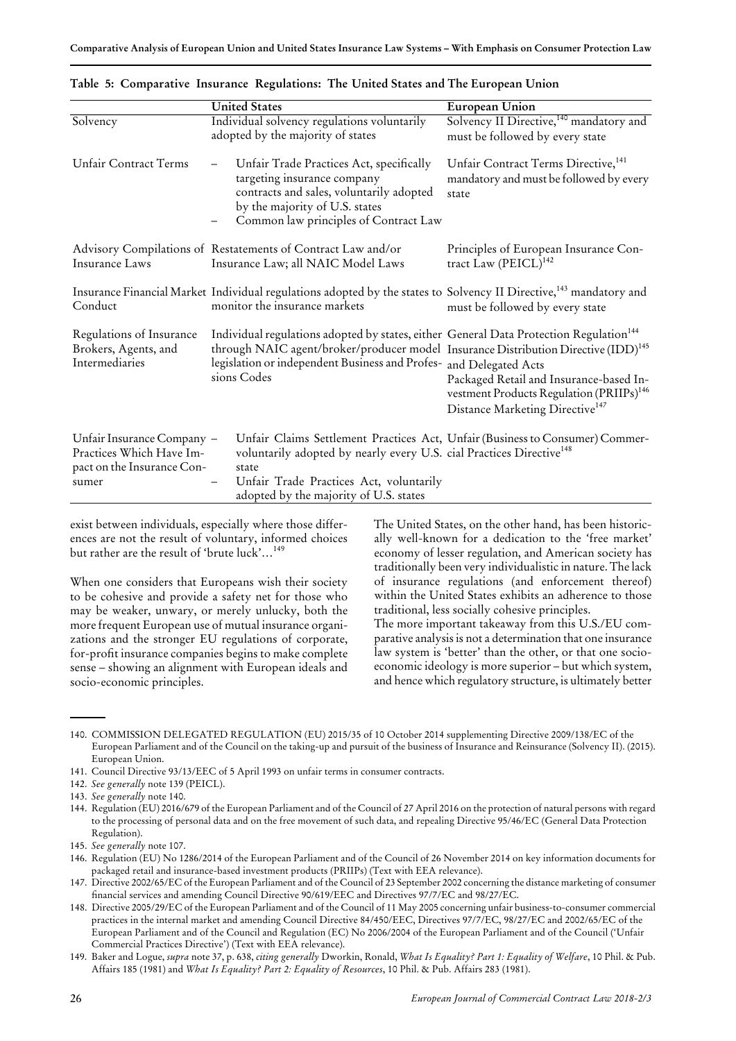**Table 5: Comparative Insurance Regulations: The United States and The European Union**

| | United States | European Union |
|---|---|---|
| Solvency | Individual solvency regulations voluntarily adopted by the majority of states | Solvency II Directive,[140] mandatory and must be followed by every state |
| Unfair Contract Terms | – Unfair Trade Practices Act, specifically targeting insurance company contracts and sales, voluntarily adopted by the majority of U.S. states<br>– Common law principles of Contract Law | Unfair Contract Terms Directive,[141] mandatory and must be followed by every state |
| Advisory Compilations of Insurance Laws | Restatements of Contract Law and/or Insurance Law; all NAIC Model Laws | Principles of European Insurance Contract Law (PEICL)[142] |
| Insurance Financial Market Conduct | Individual regulations adopted by the states to monitor the insurance markets | Solvency II Directive,[143] mandatory and must be followed by every state |
| Regulations of Insurance Brokers, Agents, and Intermediaries | Individual regulations adopted by states, either through NAIC agent/broker/producer model legislation or independent Business and Professions Codes | General Data Protection Regulation[144]<br>Insurance Distribution Directive (IDD)[145] and Delegated Acts<br>Packaged Retail and Insurance-based Investment Products Regulation (PRIIPs)[146]<br>Distance Marketing Directive[147] |
| Unfair Insurance Company Practices Which Have Impact on the Insurance Consumer | – Unfair Claims Settlement Practices Act, voluntarily adopted by nearly every U.S. state<br>– Unfair Trade Practices Act, voluntarily adopted by the majority of U.S. states | Unfair (Business to Consumer) Commercial Practices Directive[148] |

exist between individuals, especially where those differences are not the result of voluntary, informed choices but rather are the result of 'brute luck'…[149]

When one considers that Europeans wish their society to be cohesive and provide a safety net for those who may be weaker, unwary, or merely unlucky, both the more frequent European use of mutual insurance organizations and the stronger EU regulations of corporate, for-profit insurance companies begins to make complete sense – showing an alignment with European ideals and socio-economic principles.

The United States, on the other hand, has been historically well-known for a dedication to the 'free market' economy of lesser regulation, and American society has traditionally been very individualistic in nature. The lack of insurance regulations (and enforcement thereof) within the United States exhibits an adherence to those traditional, less socially cohesive principles.

The more important takeaway from this U.S./EU comparative analysis is not a determination that one insurance law system is 'better' than the other, or that one socio-economic ideology is more superior – but which system, and hence which regulatory structure, is ultimately better

---

140. COMMISSION DELEGATED REGULATION (EU) 2015/35 of 10 October 2014 supplementing Directive 2009/138/EC of the European Parliament and of the Council on the taking-up and pursuit of the business of Insurance and Reinsurance (Solvency II). (2015). European Union.
141. Council Directive 93/13/EEC of 5 April 1993 on unfair terms in consumer contracts.
142. *See generally* note 139 (PEICL).
143. *See generally* note 140.
144. Regulation (EU) 2016/679 of the European Parliament and of the Council of 27 April 2016 on the protection of natural persons with regard to the processing of personal data and on the free movement of such data, and repealing Directive 95/46/EC (General Data Protection Regulation).
145. *See generally* note 107.
146. Regulation (EU) No 1286/2014 of the European Parliament and of the Council of 26 November 2014 on key information documents for packaged retail and insurance-based investment products (PRIIPs) (Text with EEA relevance).
147. Directive 2002/65/EC of the European Parliament and of the Council of 23 September 2002 concerning the distance marketing of consumer financial services and amending Council Directive 90/619/EEC and Directives 97/7/EC and 98/27/EC.
148. Directive 2005/29/EC of the European Parliament and of the Council of 11 May 2005 concerning unfair business-to-consumer commercial practices in the internal market and amending Council Directive 84/450/EEC, Directives 97/7/EC, 98/27/EC and 2002/65/EC of the European Parliament and of the Council and Regulation (EC) No 2006/2004 of the European Parliament and of the Council ('Unfair Commercial Practices Directive') (Text with EEA relevance).
149. Baker and Logue, *supra* note 37, p. 638, *citing generally* Dworkin, Ronald, *What Is Equality? Part 1: Equality of Welfare*, 10 Phil. & Pub. Affairs 185 (1981) and *What Is Equality? Part 2: Equality of Resources*, 10 Phil. & Pub. Affairs 283 (1981).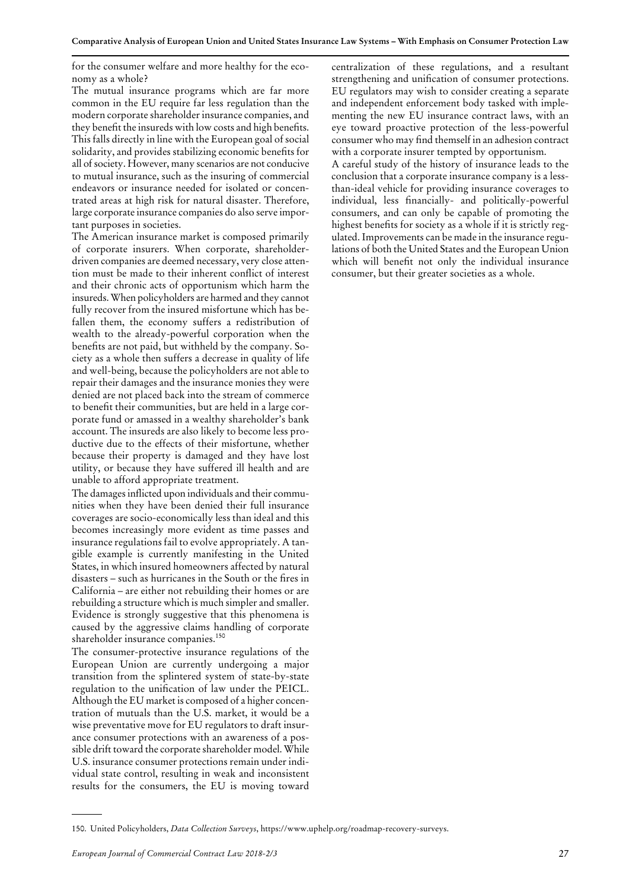for the consumer welfare and more healthy for the economy as a whole?

The mutual insurance programs which are far more common in the EU require far less regulation than the modern corporate shareholder insurance companies, and they benefit the insureds with low costs and high benefits. This falls directly in line with the European goal of social solidarity, and provides stabilizing economic benefits for all of society. However, many scenarios are not conducive to mutual insurance, such as the insuring of commercial endeavors or insurance needed for isolated or concentrated areas at high risk for natural disaster. Therefore, large corporate insurance companies do also serve important purposes in societies.

The American insurance market is composed primarily of corporate insurers. When corporate, shareholder-driven companies are deemed necessary, very close attention must be made to their inherent conflict of interest and their chronic acts of opportunism which harm the insureds. When policyholders are harmed and they cannot fully recover from the insured misfortune which has befallen them, the economy suffers a redistribution of wealth to the already-powerful corporation when the benefits are not paid, but withheld by the company. Society as a whole then suffers a decrease in quality of life and well-being, because the policyholders are not able to repair their damages and the insurance monies they were denied are not placed back into the stream of commerce to benefit their communities, but are held in a large corporate fund or amassed in a wealthy shareholder's bank account. The insureds are also likely to become less productive due to the effects of their misfortune, whether because their property is damaged and they have lost utility, or because they have suffered ill health and are unable to afford appropriate treatment.

The damages inflicted upon individuals and their communities when they have been denied their full insurance coverages are socio-economically less than ideal and this becomes increasingly more evident as time passes and insurance regulations fail to evolve appropriately. A tangible example is currently manifesting in the United States, in which insured homeowners affected by natural disasters – such as hurricanes in the South or the fires in California – are either not rebuilding their homes or are rebuilding a structure which is much simpler and smaller. Evidence is strongly suggestive that this phenomena is caused by the aggressive claims handling of corporate shareholder insurance companies.[150]

The consumer-protective insurance regulations of the European Union are currently undergoing a major transition from the splintered system of state-by-state regulation to the unification of law under the PEICL. Although the EU market is composed of a higher concentration of mutuals than the U.S. market, it would be a wise preventative move for EU regulators to draft insurance consumer protections with an awareness of a possible drift toward the corporate shareholder model. While U.S. insurance consumer protections remain under individual state control, resulting in weak and inconsistent results for the consumers, the EU is moving toward centralization of these regulations, and a resultant strengthening and unification of consumer protections. EU regulators may wish to consider creating a separate and independent enforcement body tasked with implementing the new EU insurance contract laws, with an eye toward proactive protection of the less-powerful consumer who may find themself in an adhesion contract with a corporate insurer tempted by opportunism.

A careful study of the history of insurance leads to the conclusion that a corporate insurance company is a less-than-ideal vehicle for providing insurance coverages to individual, less financially- and politically-powerful consumers, and can only be capable of promoting the highest benefits for society as a whole if it is strictly regulated. Improvements can be made in the insurance regulations of both the United States and the European Union which will benefit not only the individual insurance consumer, but their greater societies as a whole.

---

150. United Policyholders, *Data Collection Surveys*, https://www.uphelp.org/roadmap-recovery-surveys.